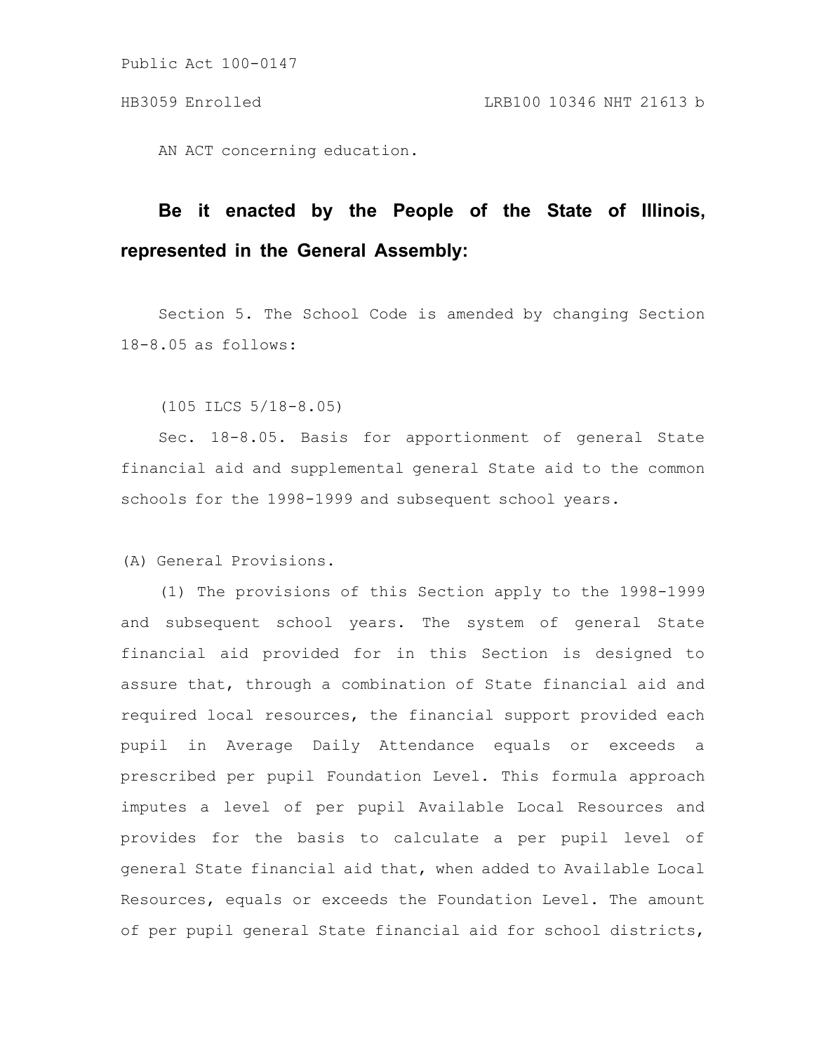Public Act 100-0147

HB3059 Enrolled LRB100 10346 NHT 21613 b

AN ACT concerning education.

**Be it enacted by the People of the State of Illinois, represented in the General Assembly:**

Section 5. The School Code is amended by changing Section 18-8.05 as follows:

(105 ILCS 5/18-8.05)

Sec. 18-8.05. Basis for apportionment of general State financial aid and supplemental general State aid to the common schools for the 1998-1999 and subsequent school years.

(A) General Provisions.

(1) The provisions of this Section apply to the 1998-1999 and subsequent school years. The system of general State financial aid provided for in this Section is designed to assure that, through a combination of State financial aid and required local resources, the financial support provided each pupil in Average Daily Attendance equals or exceeds a prescribed per pupil Foundation Level. This formula approach imputes a level of per pupil Available Local Resources and provides for the basis to calculate a per pupil level of general State financial aid that, when added to Available Local Resources, equals or exceeds the Foundation Level. The amount of per pupil general State financial aid for school districts,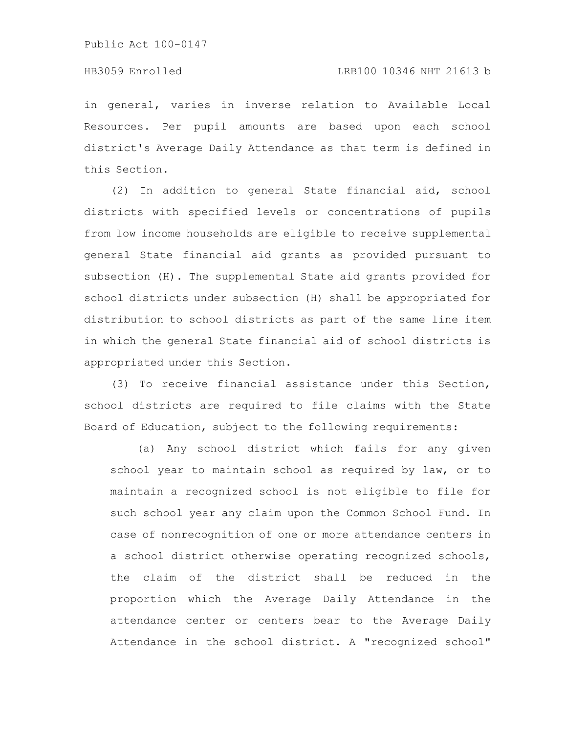in general, varies in inverse relation to Available Local Resources. Per pupil amounts are based upon each school district's Average Daily Attendance as that term is defined in this Section.

(2) In addition to general State financial aid, school districts with specified levels or concentrations of pupils from low income households are eligible to receive supplemental general State financial aid grants as provided pursuant to subsection (H). The supplemental State aid grants provided for school districts under subsection (H) shall be appropriated for distribution to school districts as part of the same line item in which the general State financial aid of school districts is appropriated under this Section.

(3) To receive financial assistance under this Section, school districts are required to file claims with the State Board of Education, subject to the following requirements:

(a) Any school district which fails for any given school year to maintain school as required by law, or to maintain a recognized school is not eligible to file for such school year any claim upon the Common School Fund. In case of nonrecognition of one or more attendance centers in a school district otherwise operating recognized schools, the claim of the district shall be reduced in the proportion which the Average Daily Attendance in the attendance center or centers bear to the Average Daily Attendance in the school district. A "recognized school"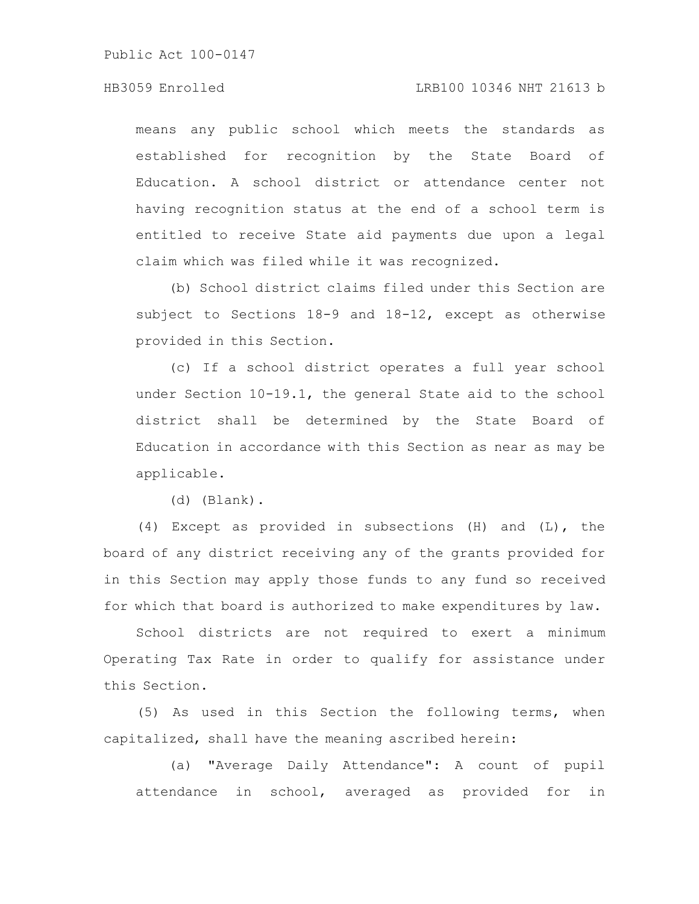means any public school which meets the standards as established for recognition by the State Board of Education. A school district or attendance center not having recognition status at the end of a school term is entitled to receive State aid payments due upon a legal claim which was filed while it was recognized.

(b) School district claims filed under this Section are subject to Sections 18-9 and 18-12, except as otherwise provided in this Section.

(c) If a school district operates a full year school under Section 10-19.1, the general State aid to the school district shall be determined by the State Board of Education in accordance with this Section as near as may be applicable.

(d) (Blank).

(4) Except as provided in subsections (H) and (L), the board of any district receiving any of the grants provided for in this Section may apply those funds to any fund so received for which that board is authorized to make expenditures by law.

School districts are not required to exert a minimum Operating Tax Rate in order to qualify for assistance under this Section.

(5) As used in this Section the following terms, when capitalized, shall have the meaning ascribed herein:

(a) "Average Daily Attendance": A count of pupil attendance in school, averaged as provided for in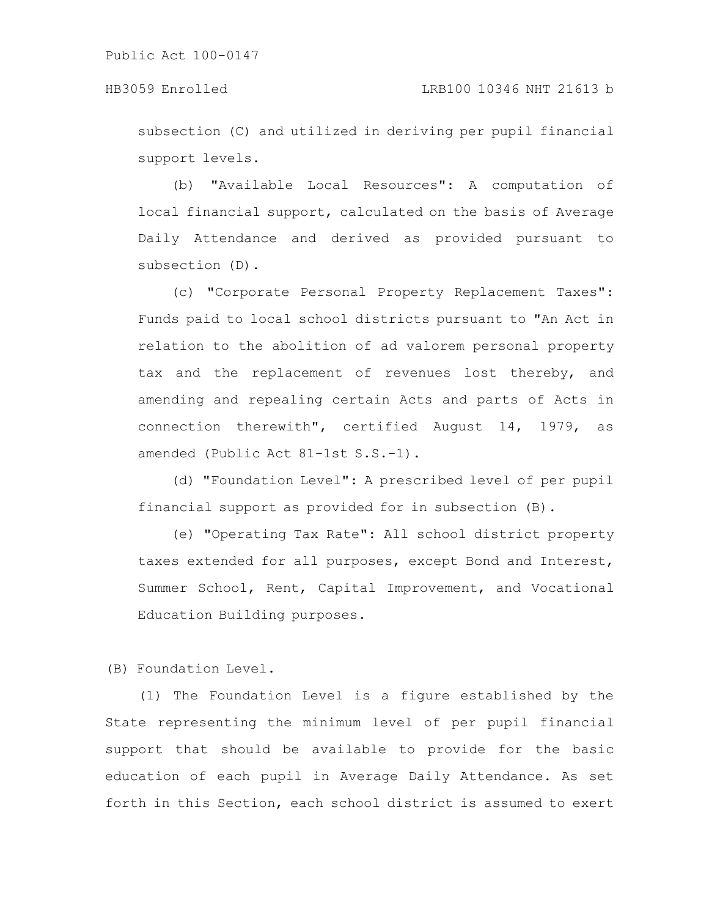subsection (C) and utilized in deriving per pupil financial support levels.

(b) "Available Local Resources": A computation of local financial support, calculated on the basis of Average Daily Attendance and derived as provided pursuant to subsection (D).

(c) "Corporate Personal Property Replacement Taxes": Funds paid to local school districts pursuant to "An Act in relation to the abolition of ad valorem personal property tax and the replacement of revenues lost thereby, and amending and repealing certain Acts and parts of Acts in connection therewith", certified August 14, 1979, as amended (Public Act 81-1st S.S.-1).

(d) "Foundation Level": A prescribed level of per pupil financial support as provided for in subsection (B).

(e) "Operating Tax Rate": All school district property taxes extended for all purposes, except Bond and Interest, Summer School, Rent, Capital Improvement, and Vocational Education Building purposes.

(B) Foundation Level.

(1) The Foundation Level is a figure established by the State representing the minimum level of per pupil financial support that should be available to provide for the basic education of each pupil in Average Daily Attendance. As set forth in this Section, each school district is assumed to exert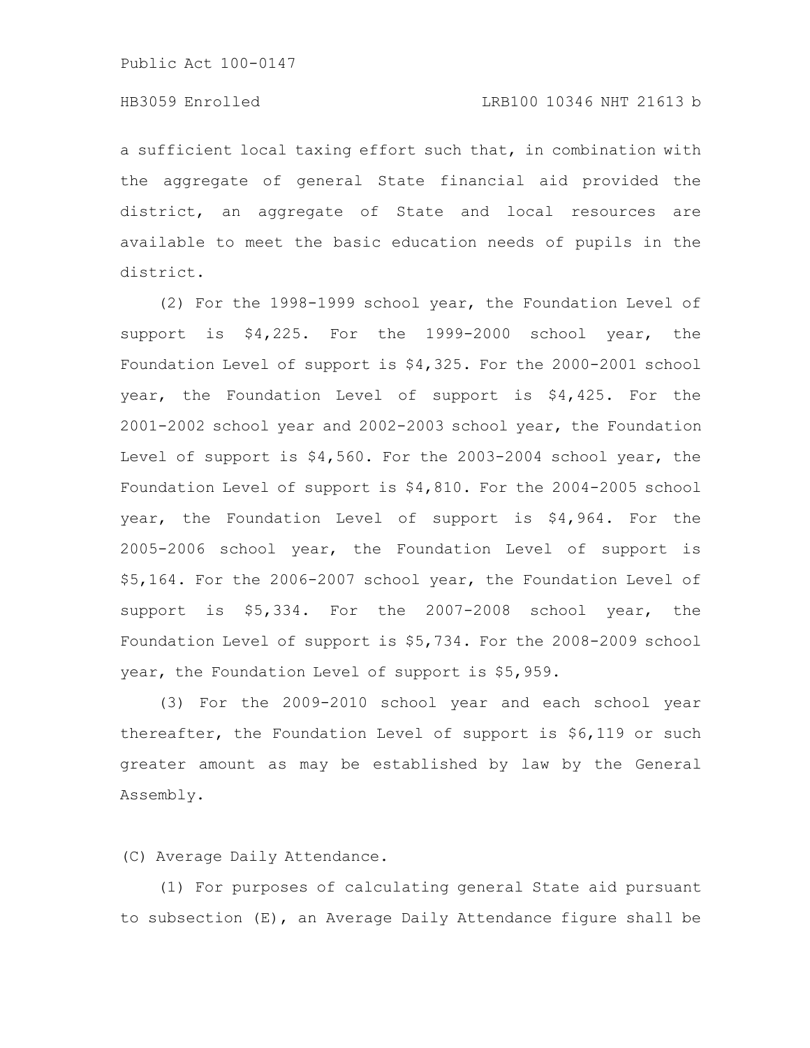a sufficient local taxing effort such that, in combination with the aggregate of general State financial aid provided the district, an aggregate of State and local resources are available to meet the basic education needs of pupils in the district.

(2) For the 1998-1999 school year, the Foundation Level of support is $4,225. For the 1999-2000 school year, the Foundation Level of support is $4,325. For the 2000-2001 school year, the Foundation Level of support is $4,425. For the 2001-2002 school year and 2002-2003 school year, the Foundation Level of support is $4,560. For the 2003-2004 school year, the Foundation Level of support is $4,810. For the 2004-2005 school year, the Foundation Level of support is $4,964. For the 2005-2006 school year, the Foundation Level of support is $5,164. For the 2006-2007 school year, the Foundation Level of support is $5,334. For the 2007-2008 school year, the Foundation Level of support is $5,734. For the 2008-2009 school year, the Foundation Level of support is $5,959.

(3) For the 2009-2010 school year and each school year thereafter, the Foundation Level of support is $6,119 or such greater amount as may be established by law by the General Assembly.

(C) Average Daily Attendance.

(1) For purposes of calculating general State aid pursuant to subsection (E), an Average Daily Attendance figure shall be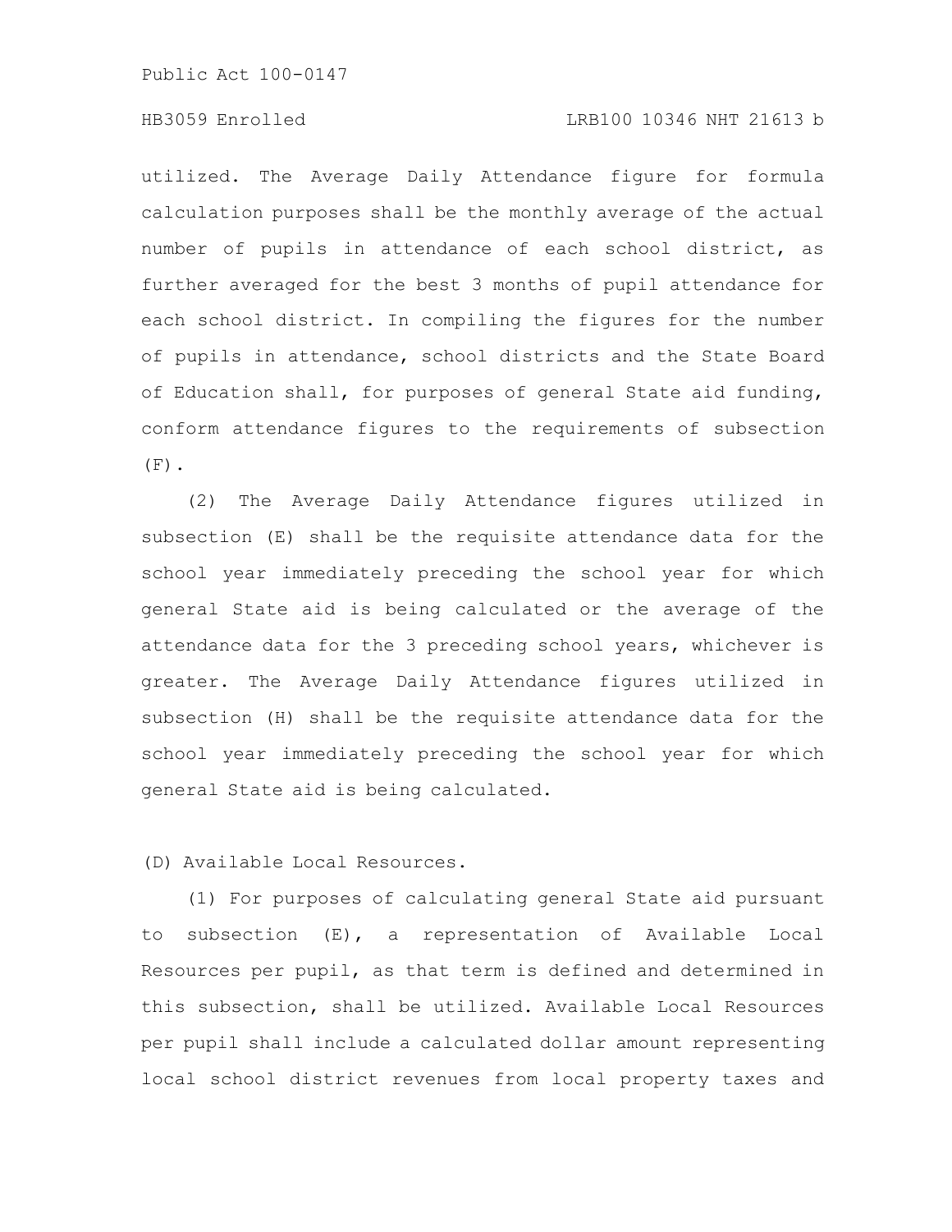utilized. The Average Daily Attendance figure for formula calculation purposes shall be the monthly average of the actual number of pupils in attendance of each school district, as further averaged for the best 3 months of pupil attendance for each school district. In compiling the figures for the number of pupils in attendance, school districts and the State Board of Education shall, for purposes of general State aid funding, conform attendance figures to the requirements of subsection (F).

(2) The Average Daily Attendance figures utilized in subsection (E) shall be the requisite attendance data for the school year immediately preceding the school year for which general State aid is being calculated or the average of the attendance data for the 3 preceding school years, whichever is greater. The Average Daily Attendance figures utilized in subsection (H) shall be the requisite attendance data for the school year immediately preceding the school year for which general State aid is being calculated.

(D) Available Local Resources.

(1) For purposes of calculating general State aid pursuant to subsection (E), a representation of Available Local Resources per pupil, as that term is defined and determined in this subsection, shall be utilized. Available Local Resources per pupil shall include a calculated dollar amount representing local school district revenues from local property taxes and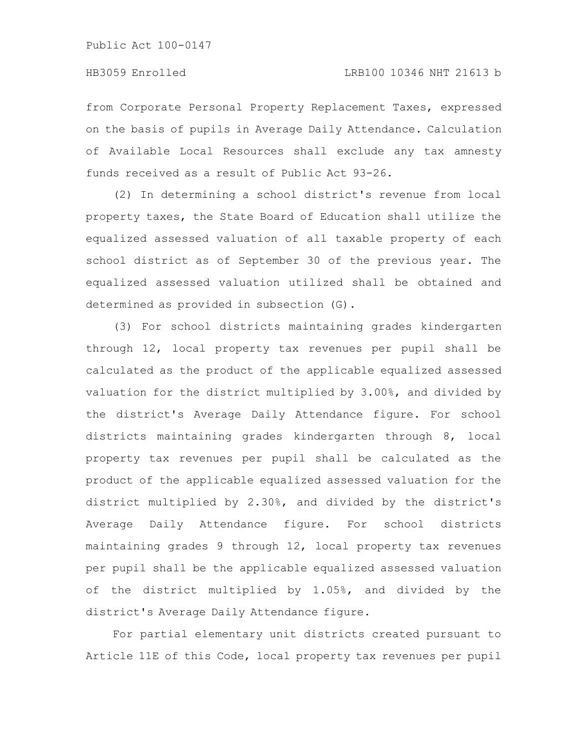from Corporate Personal Property Replacement Taxes, expressed on the basis of pupils in Average Daily Attendance. Calculation of Available Local Resources shall exclude any tax amnesty funds received as a result of Public Act 93-26.

(2) In determining a school district's revenue from local property taxes, the State Board of Education shall utilize the equalized assessed valuation of all taxable property of each school district as of September 30 of the previous year. The equalized assessed valuation utilized shall be obtained and determined as provided in subsection (G).

(3) For school districts maintaining grades kindergarten through 12, local property tax revenues per pupil shall be calculated as the product of the applicable equalized assessed valuation for the district multiplied by 3.00%, and divided by the district's Average Daily Attendance figure. For school districts maintaining grades kindergarten through 8, local property tax revenues per pupil shall be calculated as the product of the applicable equalized assessed valuation for the district multiplied by 2.30%, and divided by the district's Average Daily Attendance figure. For school districts maintaining grades 9 through 12, local property tax revenues per pupil shall be the applicable equalized assessed valuation of the district multiplied by 1.05%, and divided by the district's Average Daily Attendance figure.

For partial elementary unit districts created pursuant to Article 11E of this Code, local property tax revenues per pupil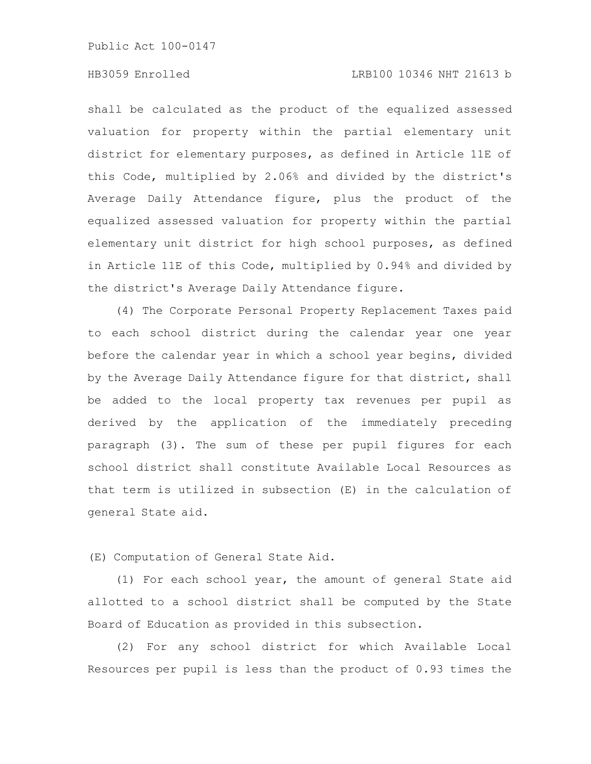shall be calculated as the product of the equalized assessed valuation for property within the partial elementary unit district for elementary purposes, as defined in Article 11E of this Code, multiplied by 2.06% and divided by the district's Average Daily Attendance figure, plus the product of the equalized assessed valuation for property within the partial elementary unit district for high school purposes, as defined in Article 11E of this Code, multiplied by 0.94% and divided by the district's Average Daily Attendance figure.

(4) The Corporate Personal Property Replacement Taxes paid to each school district during the calendar year one year before the calendar year in which a school year begins, divided by the Average Daily Attendance figure for that district, shall be added to the local property tax revenues per pupil as derived by the application of the immediately preceding paragraph (3). The sum of these per pupil figures for each school district shall constitute Available Local Resources as that term is utilized in subsection (E) in the calculation of general State aid.

(E) Computation of General State Aid.

(1) For each school year, the amount of general State aid allotted to a school district shall be computed by the State Board of Education as provided in this subsection.

(2) For any school district for which Available Local Resources per pupil is less than the product of 0.93 times the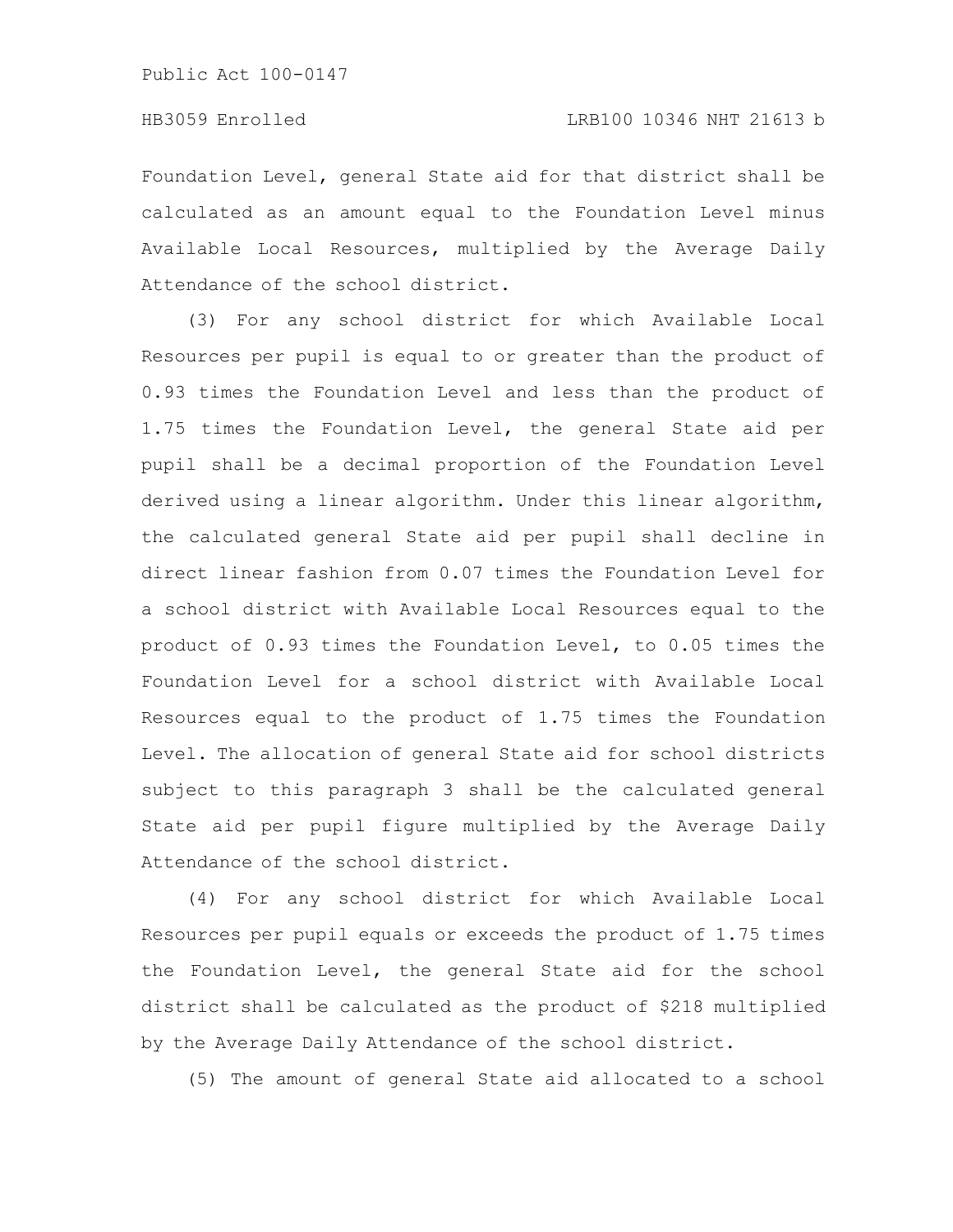Foundation Level, general State aid for that district shall be calculated as an amount equal to the Foundation Level minus Available Local Resources, multiplied by the Average Daily Attendance of the school district.

(3) For any school district for which Available Local Resources per pupil is equal to or greater than the product of 0.93 times the Foundation Level and less than the product of 1.75 times the Foundation Level, the general State aid per pupil shall be a decimal proportion of the Foundation Level derived using a linear algorithm. Under this linear algorithm, the calculated general State aid per pupil shall decline in direct linear fashion from 0.07 times the Foundation Level for a school district with Available Local Resources equal to the product of 0.93 times the Foundation Level, to 0.05 times the Foundation Level for a school district with Available Local Resources equal to the product of 1.75 times the Foundation Level. The allocation of general State aid for school districts subject to this paragraph 3 shall be the calculated general State aid per pupil figure multiplied by the Average Daily Attendance of the school district.

(4) For any school district for which Available Local Resources per pupil equals or exceeds the product of 1.75 times the Foundation Level, the general State aid for the school district shall be calculated as the product of $218 multiplied by the Average Daily Attendance of the school district.

(5) The amount of general State aid allocated to a school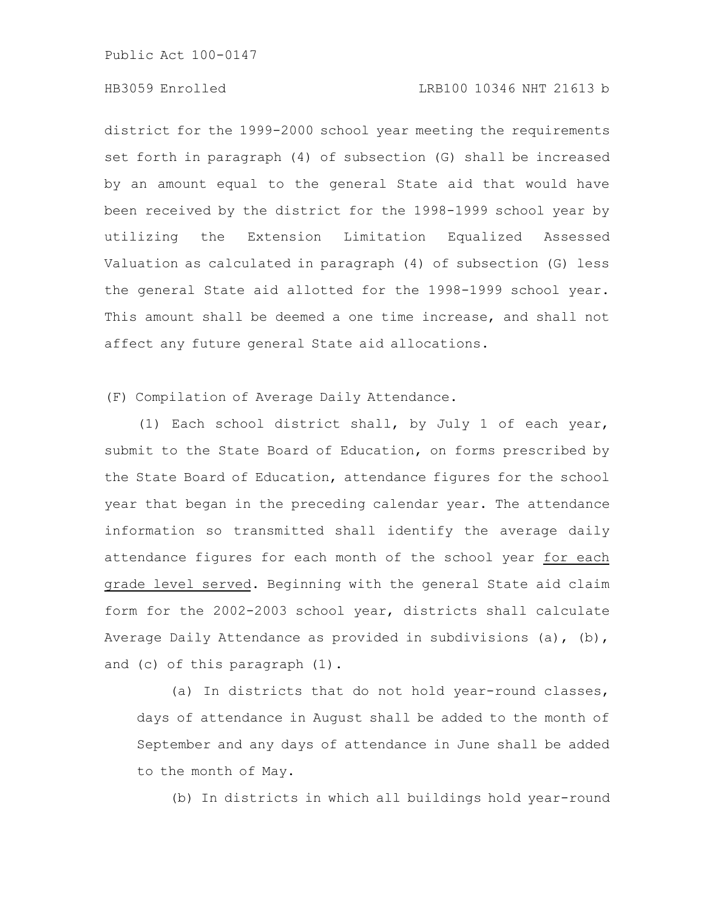district for the 1999-2000 school year meeting the requirements set forth in paragraph (4) of subsection (G) shall be increased by an amount equal to the general State aid that would have been received by the district for the 1998-1999 school year by utilizing the Extension Limitation Equalized Assessed Valuation as calculated in paragraph (4) of subsection (G) less the general State aid allotted for the 1998-1999 school year. This amount shall be deemed a one time increase, and shall not affect any future general State aid allocations.

(F) Compilation of Average Daily Attendance.

(1) Each school district shall, by July 1 of each year, submit to the State Board of Education, on forms prescribed by the State Board of Education, attendance figures for the school year that began in the preceding calendar year. The attendance information so transmitted shall identify the average daily attendance figures for each month of the school year <u>for each grade level served</u>. Beginning with the general State aid claim form for the 2002-2003 school year, districts shall calculate Average Daily Attendance as provided in subdivisions (a), (b), and (c) of this paragraph (1).

(a) In districts that do not hold year-round classes, days of attendance in August shall be added to the month of September and any days of attendance in June shall be added to the month of May.

(b) In districts in which all buildings hold year-round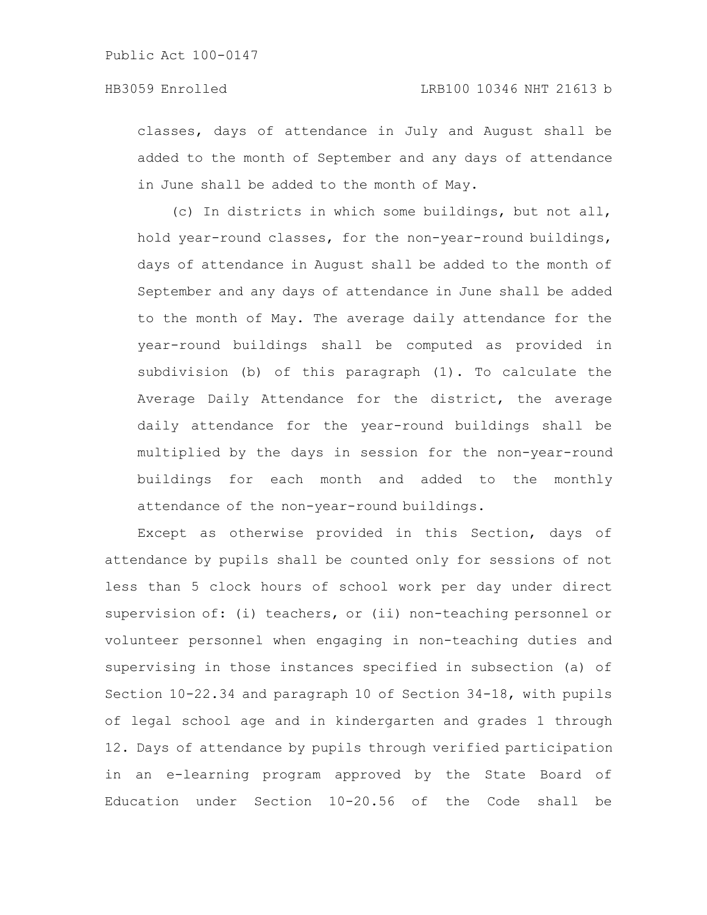classes, days of attendance in July and August shall be added to the month of September and any days of attendance in June shall be added to the month of May.

(c) In districts in which some buildings, but not all, hold year-round classes, for the non-year-round buildings, days of attendance in August shall be added to the month of September and any days of attendance in June shall be added to the month of May. The average daily attendance for the year-round buildings shall be computed as provided in subdivision (b) of this paragraph (1). To calculate the Average Daily Attendance for the district, the average daily attendance for the year-round buildings shall be multiplied by the days in session for the non-year-round buildings for each month and added to the monthly attendance of the non-year-round buildings.

Except as otherwise provided in this Section, days of attendance by pupils shall be counted only for sessions of not less than 5 clock hours of school work per day under direct supervision of: (i) teachers, or (ii) non-teaching personnel or volunteer personnel when engaging in non-teaching duties and supervising in those instances specified in subsection (a) of Section 10-22.34 and paragraph 10 of Section 34-18, with pupils of legal school age and in kindergarten and grades 1 through 12. Days of attendance by pupils through verified participation in an e-learning program approved by the State Board of Education under Section 10-20.56 of the Code shall be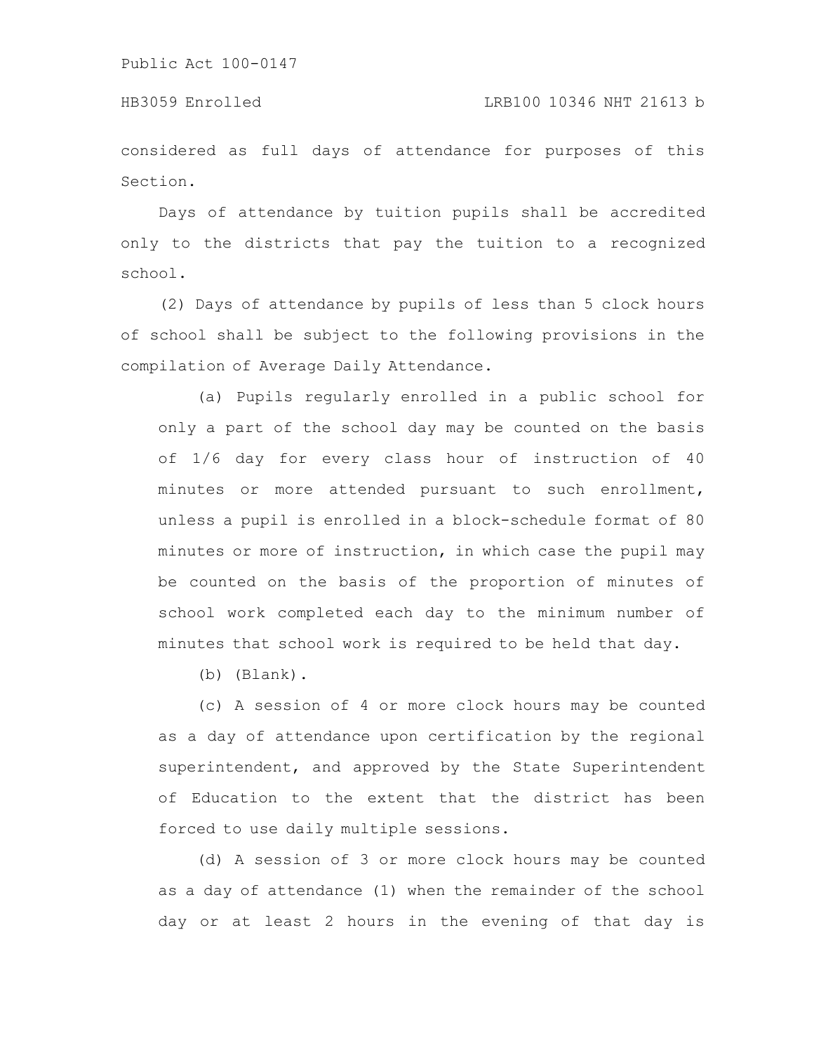considered as full days of attendance for purposes of this Section.

Days of attendance by tuition pupils shall be accredited only to the districts that pay the tuition to a recognized school.

(2) Days of attendance by pupils of less than 5 clock hours of school shall be subject to the following provisions in the compilation of Average Daily Attendance.

(a) Pupils regularly enrolled in a public school for only a part of the school day may be counted on the basis of 1/6 day for every class hour of instruction of 40 minutes or more attended pursuant to such enrollment, unless a pupil is enrolled in a block-schedule format of 80 minutes or more of instruction, in which case the pupil may be counted on the basis of the proportion of minutes of school work completed each day to the minimum number of minutes that school work is required to be held that day.

(b) (Blank).

(c) A session of 4 or more clock hours may be counted as a day of attendance upon certification by the regional superintendent, and approved by the State Superintendent of Education to the extent that the district has been forced to use daily multiple sessions.

(d) A session of 3 or more clock hours may be counted as a day of attendance (1) when the remainder of the school day or at least 2 hours in the evening of that day is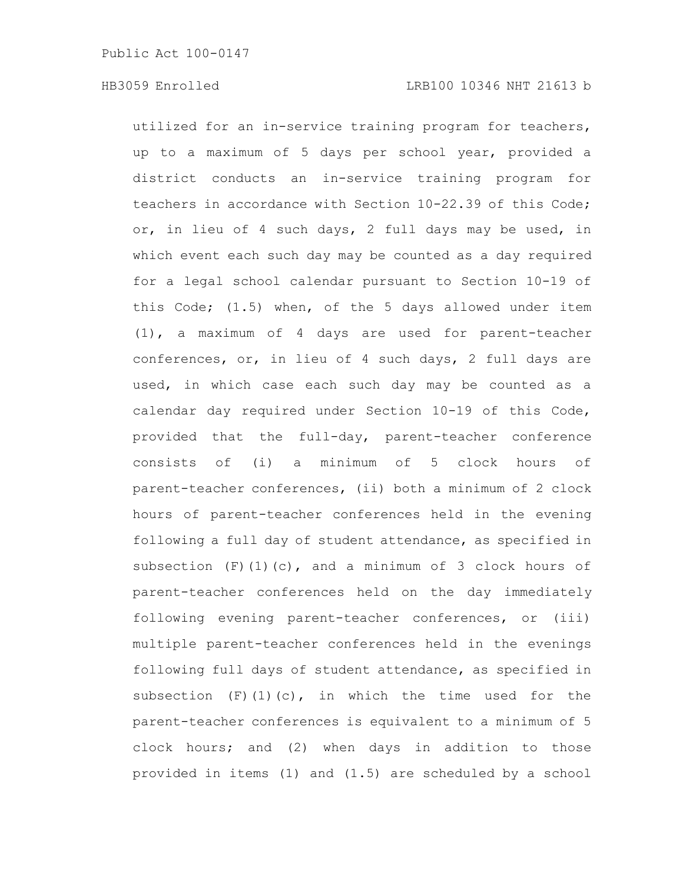utilized for an in-service training program for teachers, up to a maximum of 5 days per school year, provided a district conducts an in-service training program for teachers in accordance with Section 10-22.39 of this Code; or, in lieu of 4 such days, 2 full days may be used, in which event each such day may be counted as a day required for a legal school calendar pursuant to Section 10-19 of this Code; (1.5) when, of the 5 days allowed under item (1), a maximum of 4 days are used for parent-teacher conferences, or, in lieu of 4 such days, 2 full days are used, in which case each such day may be counted as a calendar day required under Section 10-19 of this Code, provided that the full-day, parent-teacher conference consists of (i) a minimum of 5 clock hours of parent-teacher conferences, (ii) both a minimum of 2 clock hours of parent-teacher conferences held in the evening following a full day of student attendance, as specified in subsection (F)(1)(c), and a minimum of 3 clock hours of parent-teacher conferences held on the day immediately following evening parent-teacher conferences, or (iii) multiple parent-teacher conferences held in the evenings following full days of student attendance, as specified in subsection (F)(1)(c), in which the time used for the parent-teacher conferences is equivalent to a minimum of 5 clock hours; and (2) when days in addition to those provided in items (1) and (1.5) are scheduled by a school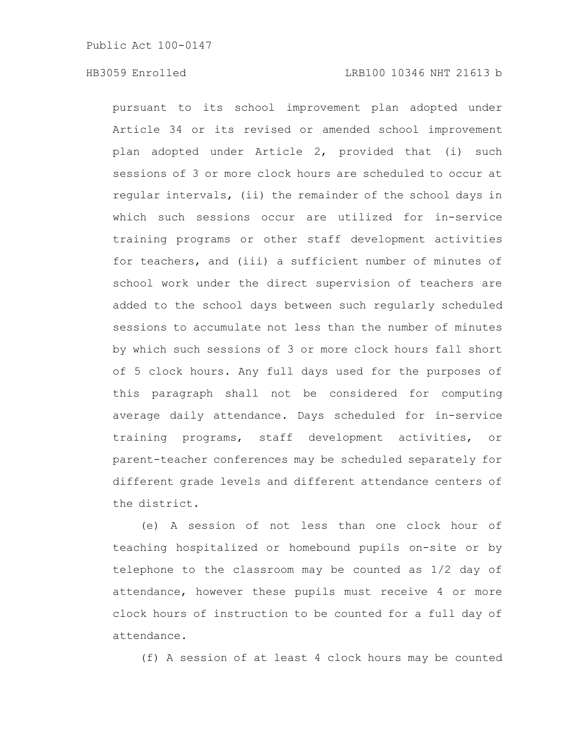pursuant to its school improvement plan adopted under Article 34 or its revised or amended school improvement plan adopted under Article 2, provided that (i) such sessions of 3 or more clock hours are scheduled to occur at regular intervals, (ii) the remainder of the school days in which such sessions occur are utilized for in-service training programs or other staff development activities for teachers, and (iii) a sufficient number of minutes of school work under the direct supervision of teachers are added to the school days between such regularly scheduled sessions to accumulate not less than the number of minutes by which such sessions of 3 or more clock hours fall short of 5 clock hours. Any full days used for the purposes of this paragraph shall not be considered for computing average daily attendance. Days scheduled for in-service training programs, staff development activities, or parent-teacher conferences may be scheduled separately for different grade levels and different attendance centers of the district.

(e) A session of not less than one clock hour of teaching hospitalized or homebound pupils on-site or by telephone to the classroom may be counted as 1/2 day of attendance, however these pupils must receive 4 or more clock hours of instruction to be counted for a full day of attendance.

(f) A session of at least 4 clock hours may be counted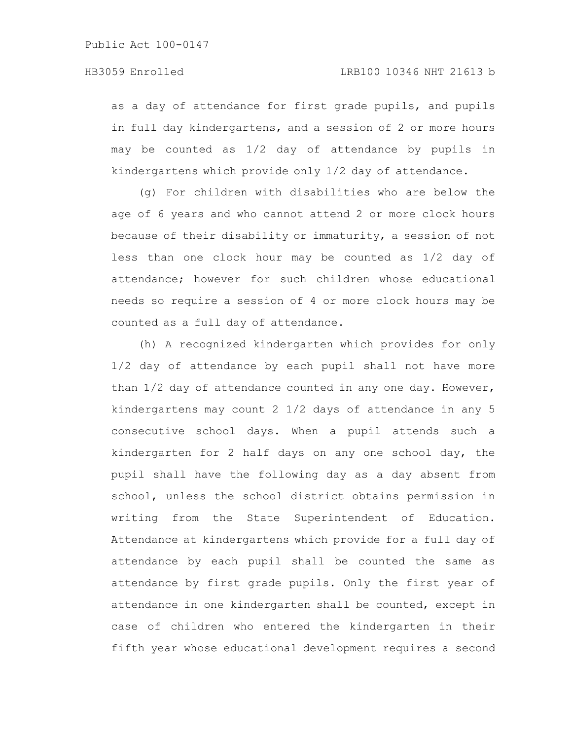as a day of attendance for first grade pupils, and pupils in full day kindergartens, and a session of 2 or more hours may be counted as 1/2 day of attendance by pupils in kindergartens which provide only 1/2 day of attendance.

(g) For children with disabilities who are below the age of 6 years and who cannot attend 2 or more clock hours because of their disability or immaturity, a session of not less than one clock hour may be counted as 1/2 day of attendance; however for such children whose educational needs so require a session of 4 or more clock hours may be counted as a full day of attendance.

(h) A recognized kindergarten which provides for only 1/2 day of attendance by each pupil shall not have more than 1/2 day of attendance counted in any one day. However, kindergartens may count 2 1/2 days of attendance in any 5 consecutive school days. When a pupil attends such a kindergarten for 2 half days on any one school day, the pupil shall have the following day as a day absent from school, unless the school district obtains permission in writing from the State Superintendent of Education. Attendance at kindergartens which provide for a full day of attendance by each pupil shall be counted the same as attendance by first grade pupils. Only the first year of attendance in one kindergarten shall be counted, except in case of children who entered the kindergarten in their fifth year whose educational development requires a second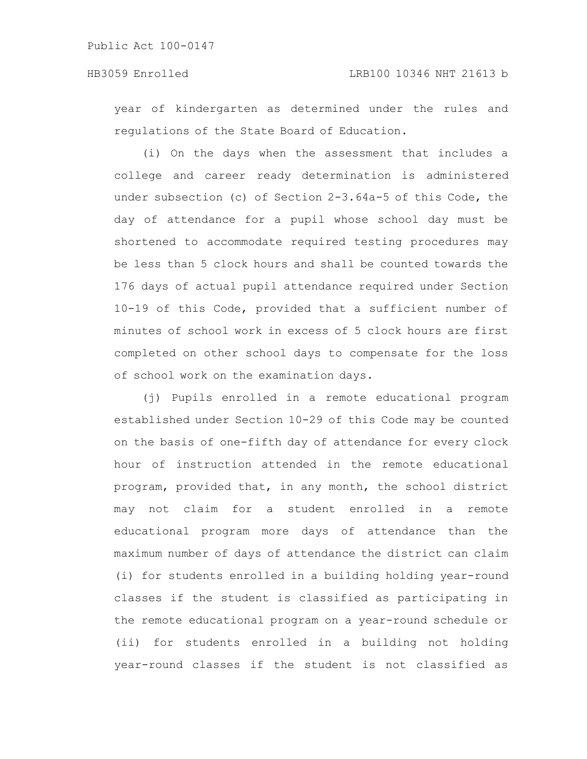year of kindergarten as determined under the rules and regulations of the State Board of Education.

(i) On the days when the assessment that includes a college and career ready determination is administered under subsection (c) of Section 2-3.64a-5 of this Code, the day of attendance for a pupil whose school day must be shortened to accommodate required testing procedures may be less than 5 clock hours and shall be counted towards the 176 days of actual pupil attendance required under Section 10-19 of this Code, provided that a sufficient number of minutes of school work in excess of 5 clock hours are first completed on other school days to compensate for the loss of school work on the examination days.

(j) Pupils enrolled in a remote educational program established under Section 10-29 of this Code may be counted on the basis of one-fifth day of attendance for every clock hour of instruction attended in the remote educational program, provided that, in any month, the school district may not claim for a student enrolled in a remote educational program more days of attendance than the maximum number of days of attendance the district can claim (i) for students enrolled in a building holding year-round classes if the student is classified as participating in the remote educational program on a year-round schedule or (ii) for students enrolled in a building not holding year-round classes if the student is not classified as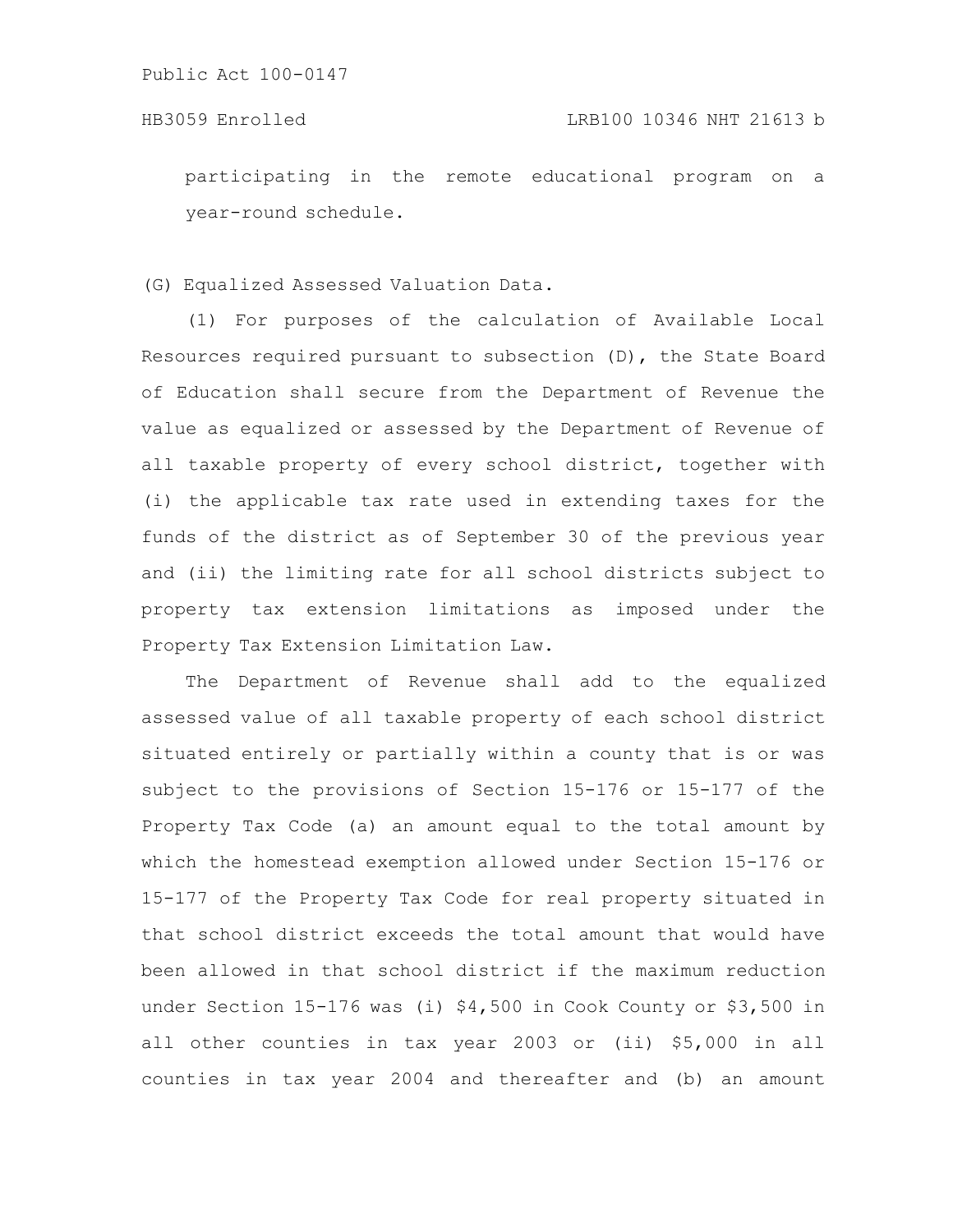participating in the remote educational program on a year-round schedule.

(G) Equalized Assessed Valuation Data.

(1) For purposes of the calculation of Available Local Resources required pursuant to subsection (D), the State Board of Education shall secure from the Department of Revenue the value as equalized or assessed by the Department of Revenue of all taxable property of every school district, together with (i) the applicable tax rate used in extending taxes for the funds of the district as of September 30 of the previous year and (ii) the limiting rate for all school districts subject to property tax extension limitations as imposed under the Property Tax Extension Limitation Law.

The Department of Revenue shall add to the equalized assessed value of all taxable property of each school district situated entirely or partially within a county that is or was subject to the provisions of Section 15-176 or 15-177 of the Property Tax Code (a) an amount equal to the total amount by which the homestead exemption allowed under Section 15-176 or 15-177 of the Property Tax Code for real property situated in that school district exceeds the total amount that would have been allowed in that school district if the maximum reduction under Section 15-176 was (i) $4,500 in Cook County or $3,500 in all other counties in tax year 2003 or (ii) $5,000 in all counties in tax year 2004 and thereafter and (b) an amount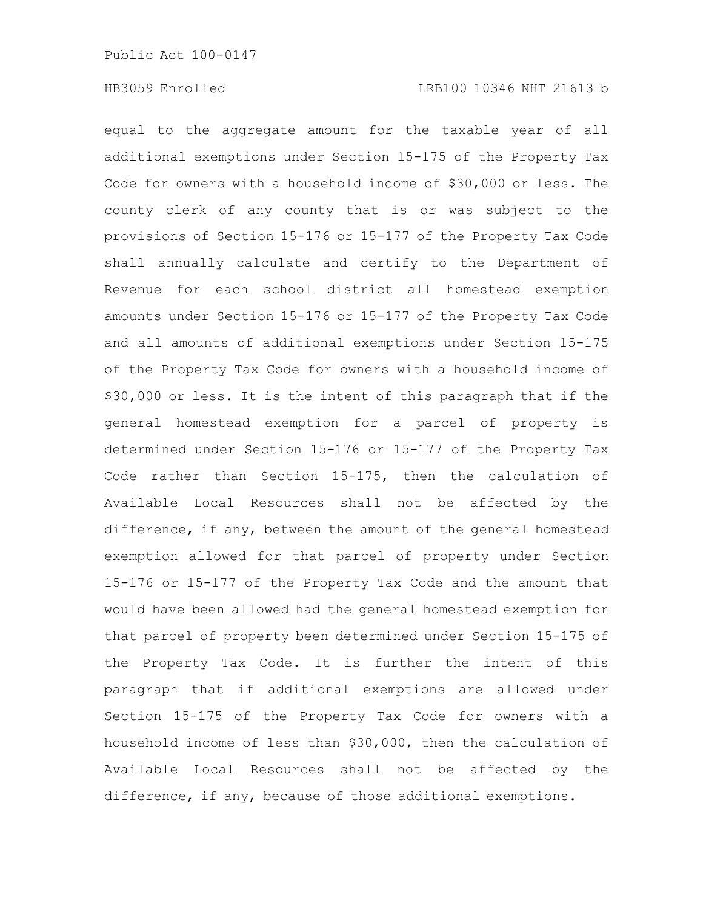equal to the aggregate amount for the taxable year of all additional exemptions under Section 15-175 of the Property Tax Code for owners with a household income of $30,000 or less. The county clerk of any county that is or was subject to the provisions of Section 15-176 or 15-177 of the Property Tax Code shall annually calculate and certify to the Department of Revenue for each school district all homestead exemption amounts under Section 15-176 or 15-177 of the Property Tax Code and all amounts of additional exemptions under Section 15-175 of the Property Tax Code for owners with a household income of $30,000 or less. It is the intent of this paragraph that if the general homestead exemption for a parcel of property is determined under Section 15-176 or 15-177 of the Property Tax Code rather than Section 15-175, then the calculation of Available Local Resources shall not be affected by the difference, if any, between the amount of the general homestead exemption allowed for that parcel of property under Section 15-176 or 15-177 of the Property Tax Code and the amount that would have been allowed had the general homestead exemption for that parcel of property been determined under Section 15-175 of the Property Tax Code. It is further the intent of this paragraph that if additional exemptions are allowed under Section 15-175 of the Property Tax Code for owners with a household income of less than $30,000, then the calculation of Available Local Resources shall not be affected by the difference, if any, because of those additional exemptions.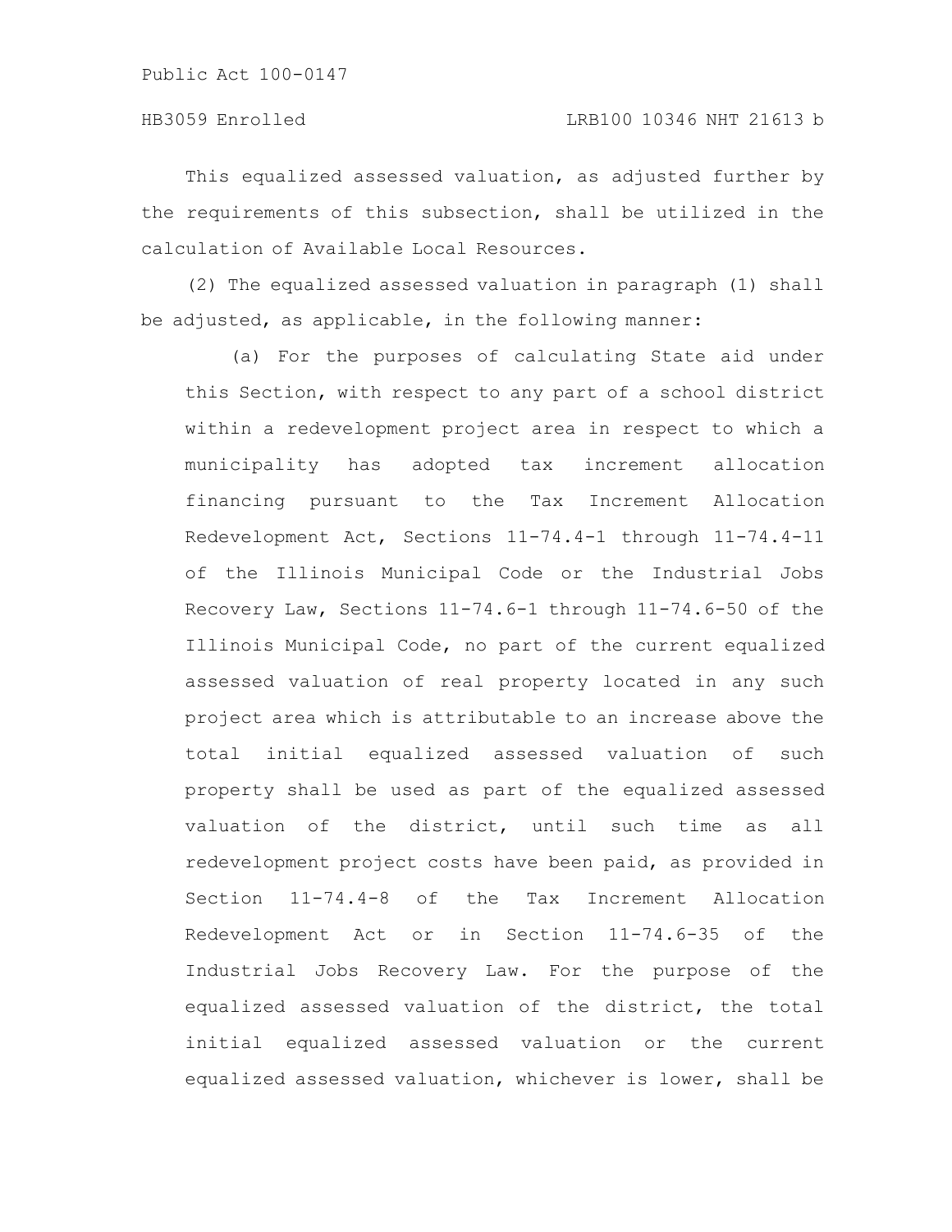This equalized assessed valuation, as adjusted further by the requirements of this subsection, shall be utilized in the calculation of Available Local Resources.

(2) The equalized assessed valuation in paragraph (1) shall be adjusted, as applicable, in the following manner:

(a) For the purposes of calculating State aid under this Section, with respect to any part of a school district within a redevelopment project area in respect to which a municipality has adopted tax increment allocation financing pursuant to the Tax Increment Allocation Redevelopment Act, Sections 11-74.4-1 through 11-74.4-11 of the Illinois Municipal Code or the Industrial Jobs Recovery Law, Sections 11-74.6-1 through 11-74.6-50 of the Illinois Municipal Code, no part of the current equalized assessed valuation of real property located in any such project area which is attributable to an increase above the total initial equalized assessed valuation of such property shall be used as part of the equalized assessed valuation of the district, until such time as all redevelopment project costs have been paid, as provided in Section 11-74.4-8 of the Tax Increment Allocation Redevelopment Act or in Section 11-74.6-35 of the Industrial Jobs Recovery Law. For the purpose of the equalized assessed valuation of the district, the total initial equalized assessed valuation or the current equalized assessed valuation, whichever is lower, shall be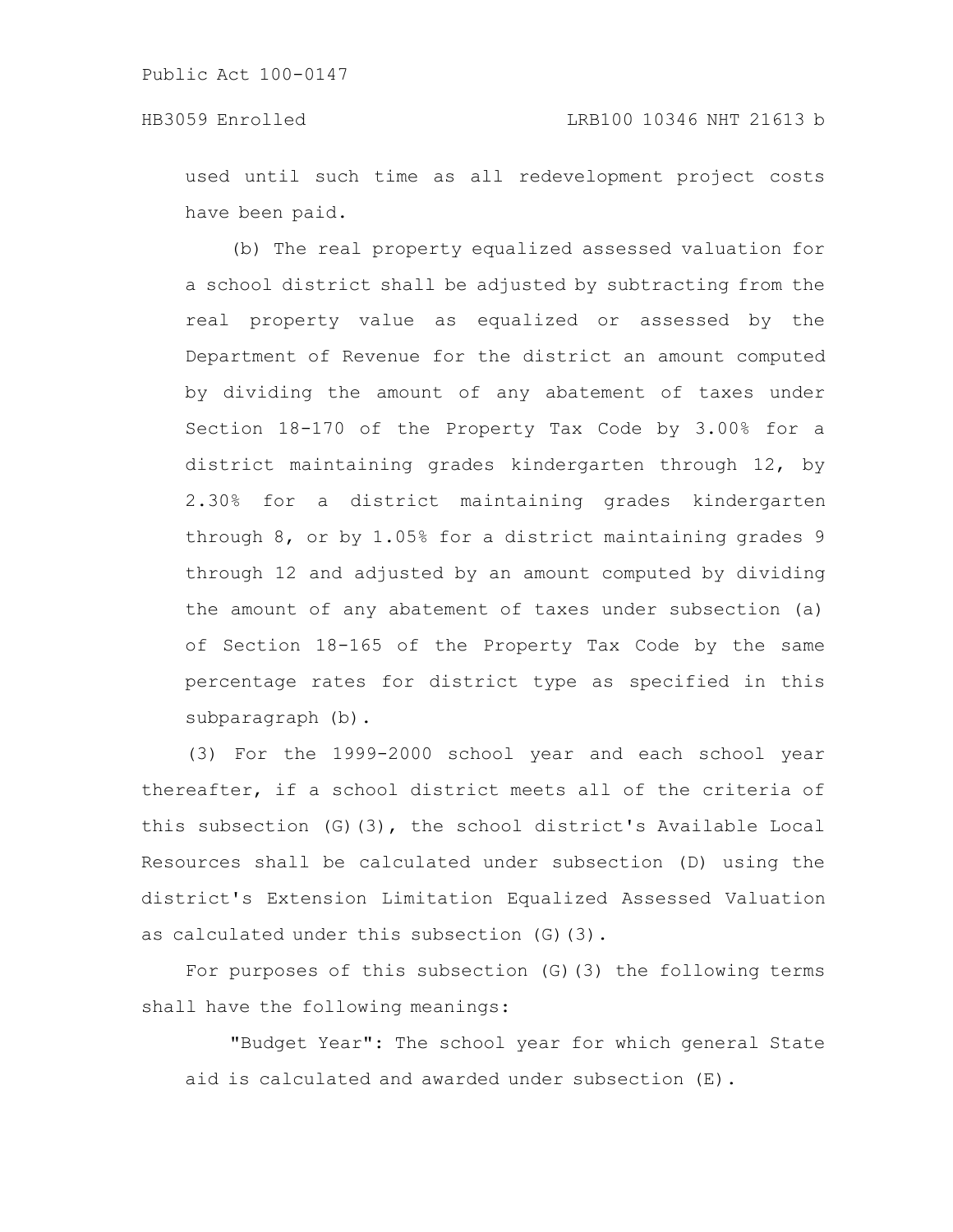used until such time as all redevelopment project costs have been paid.

(b) The real property equalized assessed valuation for a school district shall be adjusted by subtracting from the real property value as equalized or assessed by the Department of Revenue for the district an amount computed by dividing the amount of any abatement of taxes under Section 18-170 of the Property Tax Code by 3.00% for a district maintaining grades kindergarten through 12, by 2.30% for a district maintaining grades kindergarten through 8, or by 1.05% for a district maintaining grades 9 through 12 and adjusted by an amount computed by dividing the amount of any abatement of taxes under subsection (a) of Section 18-165 of the Property Tax Code by the same percentage rates for district type as specified in this subparagraph (b).

(3) For the 1999-2000 school year and each school year thereafter, if a school district meets all of the criteria of this subsection (G)(3), the school district's Available Local Resources shall be calculated under subsection (D) using the district's Extension Limitation Equalized Assessed Valuation as calculated under this subsection (G)(3).

For purposes of this subsection (G)(3) the following terms shall have the following meanings:

"Budget Year": The school year for which general State aid is calculated and awarded under subsection (E).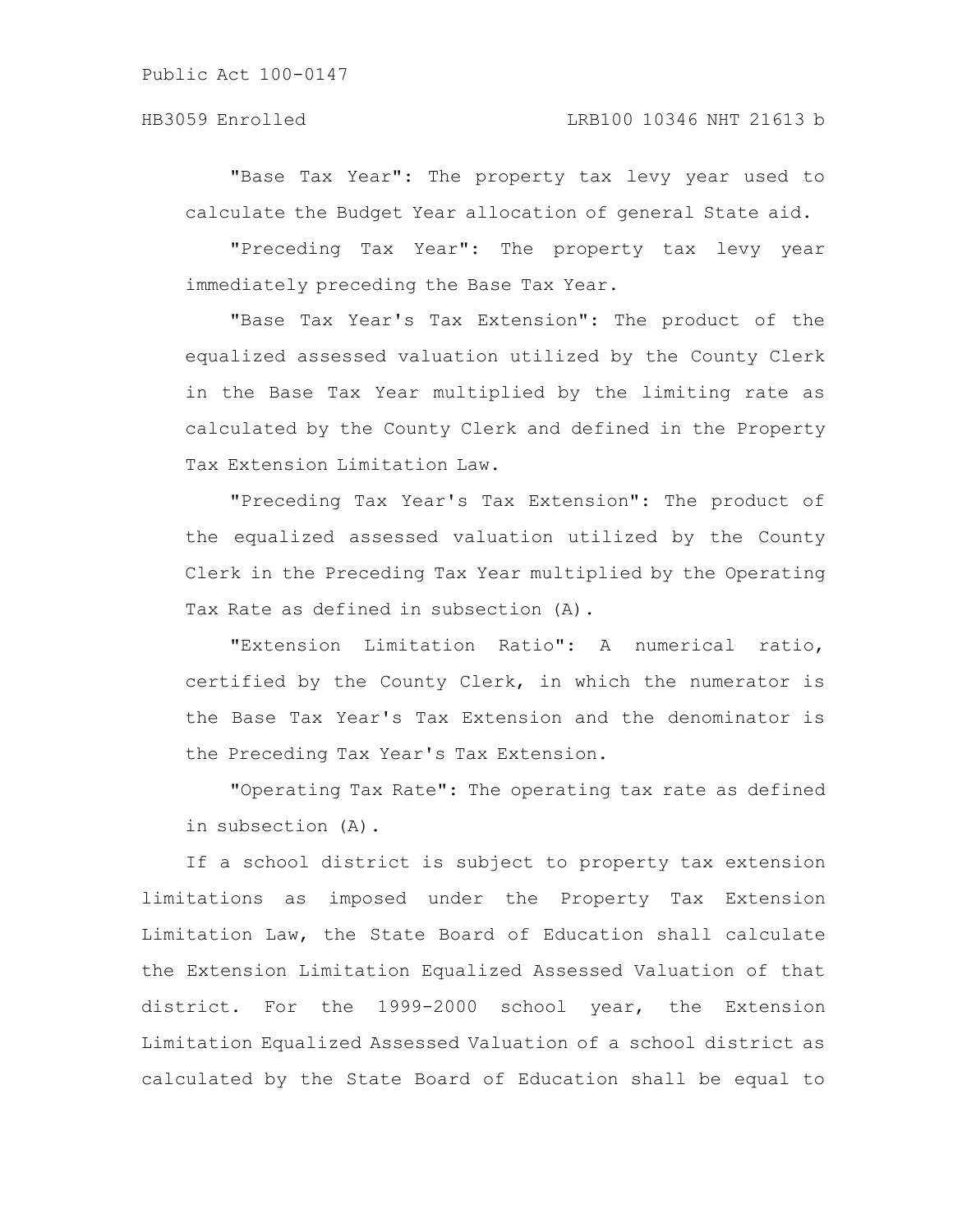"Base Tax Year": The property tax levy year used to calculate the Budget Year allocation of general State aid.

"Preceding Tax Year": The property tax levy year immediately preceding the Base Tax Year.

"Base Tax Year's Tax Extension": The product of the equalized assessed valuation utilized by the County Clerk in the Base Tax Year multiplied by the limiting rate as calculated by the County Clerk and defined in the Property Tax Extension Limitation Law.

"Preceding Tax Year's Tax Extension": The product of the equalized assessed valuation utilized by the County Clerk in the Preceding Tax Year multiplied by the Operating Tax Rate as defined in subsection (A).

"Extension Limitation Ratio": A numerical ratio, certified by the County Clerk, in which the numerator is the Base Tax Year's Tax Extension and the denominator is the Preceding Tax Year's Tax Extension.

"Operating Tax Rate": The operating tax rate as defined in subsection (A).

If a school district is subject to property tax extension limitations as imposed under the Property Tax Extension Limitation Law, the State Board of Education shall calculate the Extension Limitation Equalized Assessed Valuation of that district. For the 1999-2000 school year, the Extension Limitation Equalized Assessed Valuation of a school district as calculated by the State Board of Education shall be equal to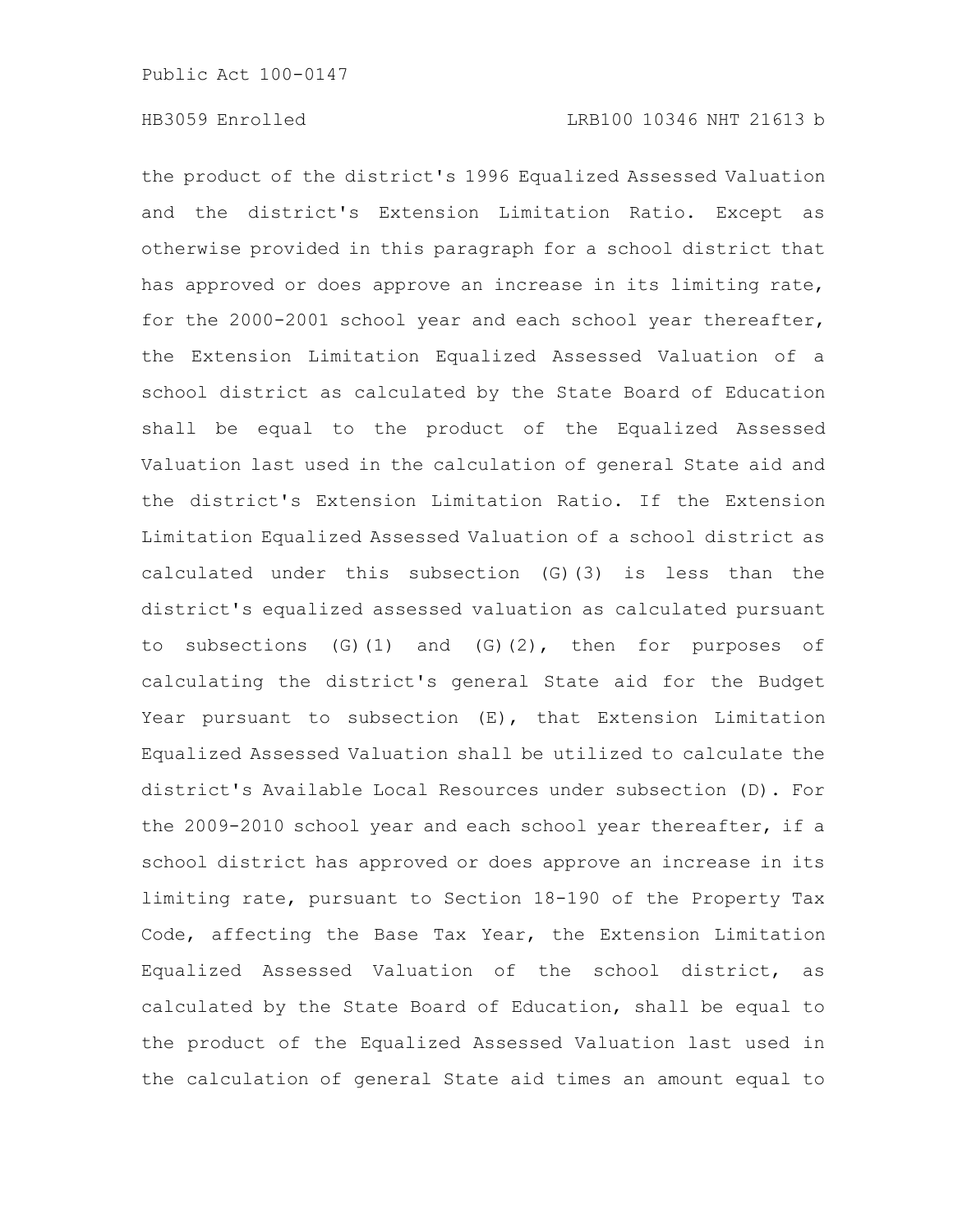the product of the district's 1996 Equalized Assessed Valuation and the district's Extension Limitation Ratio. Except as otherwise provided in this paragraph for a school district that has approved or does approve an increase in its limiting rate, for the 2000-2001 school year and each school year thereafter, the Extension Limitation Equalized Assessed Valuation of a school district as calculated by the State Board of Education shall be equal to the product of the Equalized Assessed Valuation last used in the calculation of general State aid and the district's Extension Limitation Ratio. If the Extension Limitation Equalized Assessed Valuation of a school district as calculated under this subsection (G)(3) is less than the district's equalized assessed valuation as calculated pursuant to subsections (G)(1) and (G)(2), then for purposes of calculating the district's general State aid for the Budget Year pursuant to subsection (E), that Extension Limitation Equalized Assessed Valuation shall be utilized to calculate the district's Available Local Resources under subsection (D). For the 2009-2010 school year and each school year thereafter, if a school district has approved or does approve an increase in its limiting rate, pursuant to Section 18-190 of the Property Tax Code, affecting the Base Tax Year, the Extension Limitation Equalized Assessed Valuation of the school district, as calculated by the State Board of Education, shall be equal to the product of the Equalized Assessed Valuation last used in the calculation of general State aid times an amount equal to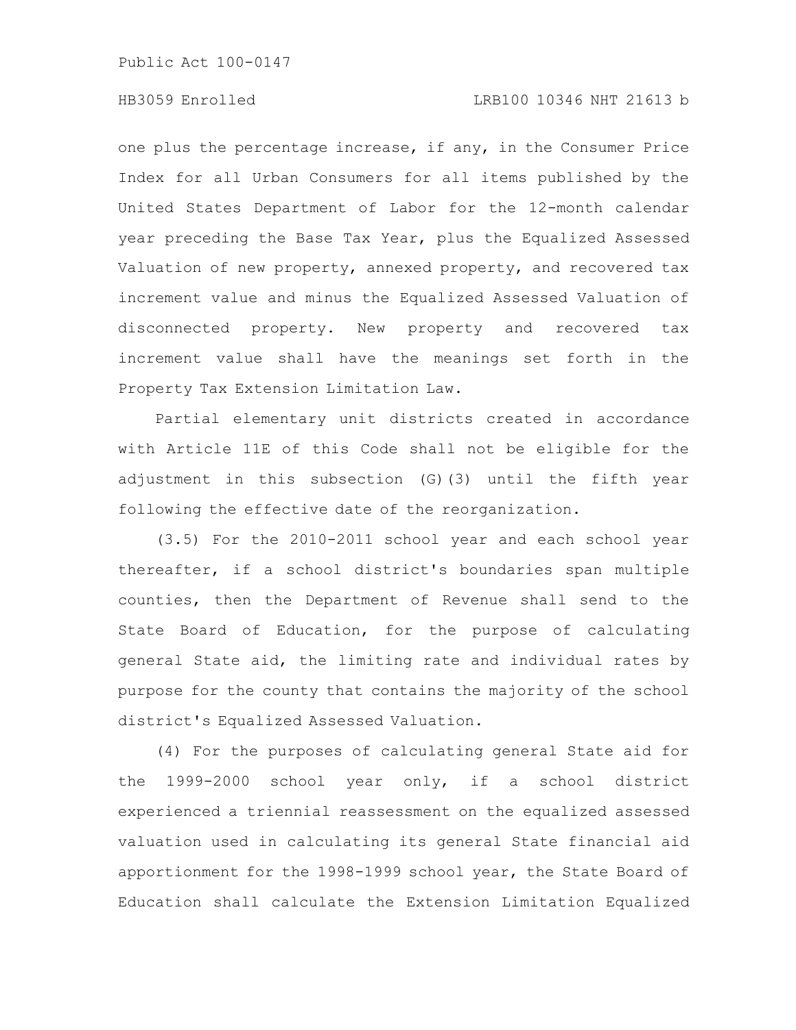one plus the percentage increase, if any, in the Consumer Price Index for all Urban Consumers for all items published by the United States Department of Labor for the 12-month calendar year preceding the Base Tax Year, plus the Equalized Assessed Valuation of new property, annexed property, and recovered tax increment value and minus the Equalized Assessed Valuation of disconnected property. New property and recovered tax increment value shall have the meanings set forth in the Property Tax Extension Limitation Law.

Partial elementary unit districts created in accordance with Article 11E of this Code shall not be eligible for the adjustment in this subsection (G)(3) until the fifth year following the effective date of the reorganization.

(3.5) For the 2010-2011 school year and each school year thereafter, if a school district's boundaries span multiple counties, then the Department of Revenue shall send to the State Board of Education, for the purpose of calculating general State aid, the limiting rate and individual rates by purpose for the county that contains the majority of the school district's Equalized Assessed Valuation.

(4) For the purposes of calculating general State aid for the 1999-2000 school year only, if a school district experienced a triennial reassessment on the equalized assessed valuation used in calculating its general State financial aid apportionment for the 1998-1999 school year, the State Board of Education shall calculate the Extension Limitation Equalized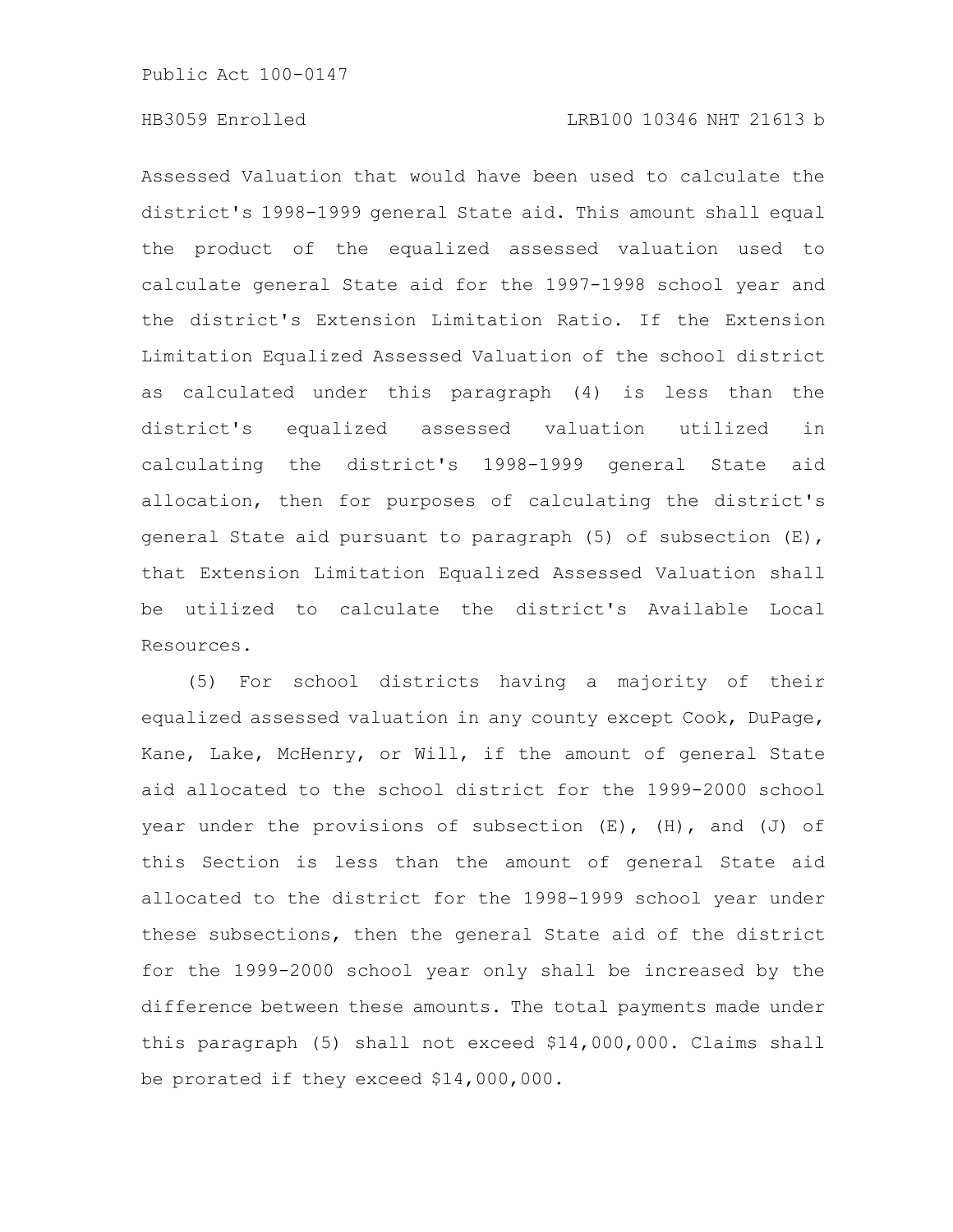Assessed Valuation that would have been used to calculate the district's 1998-1999 general State aid. This amount shall equal the product of the equalized assessed valuation used to calculate general State aid for the 1997-1998 school year and the district's Extension Limitation Ratio. If the Extension Limitation Equalized Assessed Valuation of the school district as calculated under this paragraph (4) is less than the district's equalized assessed valuation utilized in calculating the district's 1998-1999 general State aid allocation, then for purposes of calculating the district's general State aid pursuant to paragraph (5) of subsection (E), that Extension Limitation Equalized Assessed Valuation shall be utilized to calculate the district's Available Local Resources.

(5) For school districts having a majority of their equalized assessed valuation in any county except Cook, DuPage, Kane, Lake, McHenry, or Will, if the amount of general State aid allocated to the school district for the 1999-2000 school year under the provisions of subsection (E), (H), and (J) of this Section is less than the amount of general State aid allocated to the district for the 1998-1999 school year under these subsections, then the general State aid of the district for the 1999-2000 school year only shall be increased by the difference between these amounts. The total payments made under this paragraph (5) shall not exceed $14,000,000. Claims shall be prorated if they exceed $14,000,000.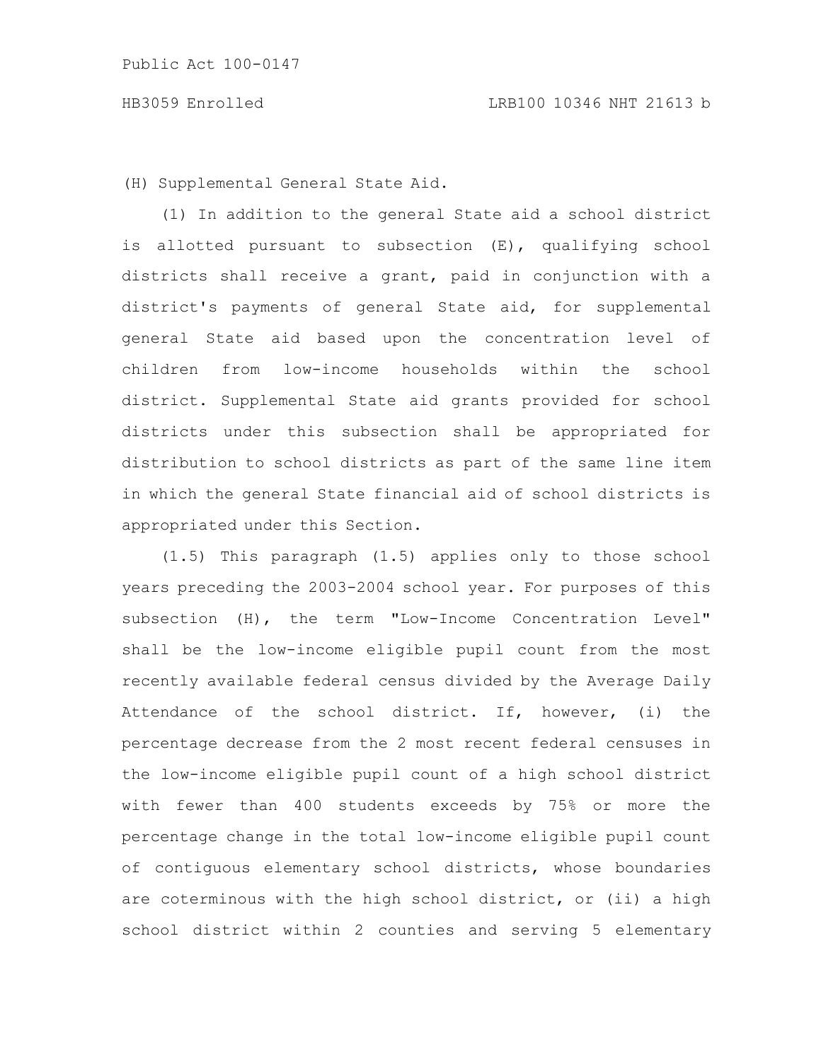(H) Supplemental General State Aid.

(1) In addition to the general State aid a school district is allotted pursuant to subsection (E), qualifying school districts shall receive a grant, paid in conjunction with a district's payments of general State aid, for supplemental general State aid based upon the concentration level of children from low-income households within the school district. Supplemental State aid grants provided for school districts under this subsection shall be appropriated for distribution to school districts as part of the same line item in which the general State financial aid of school districts is appropriated under this Section.

(1.5) This paragraph (1.5) applies only to those school years preceding the 2003-2004 school year. For purposes of this subsection (H), the term "Low-Income Concentration Level" shall be the low-income eligible pupil count from the most recently available federal census divided by the Average Daily Attendance of the school district. If, however, (i) the percentage decrease from the 2 most recent federal censuses in the low-income eligible pupil count of a high school district with fewer than 400 students exceeds by 75% or more the percentage change in the total low-income eligible pupil count of contiguous elementary school districts, whose boundaries are coterminous with the high school district, or (ii) a high school district within 2 counties and serving 5 elementary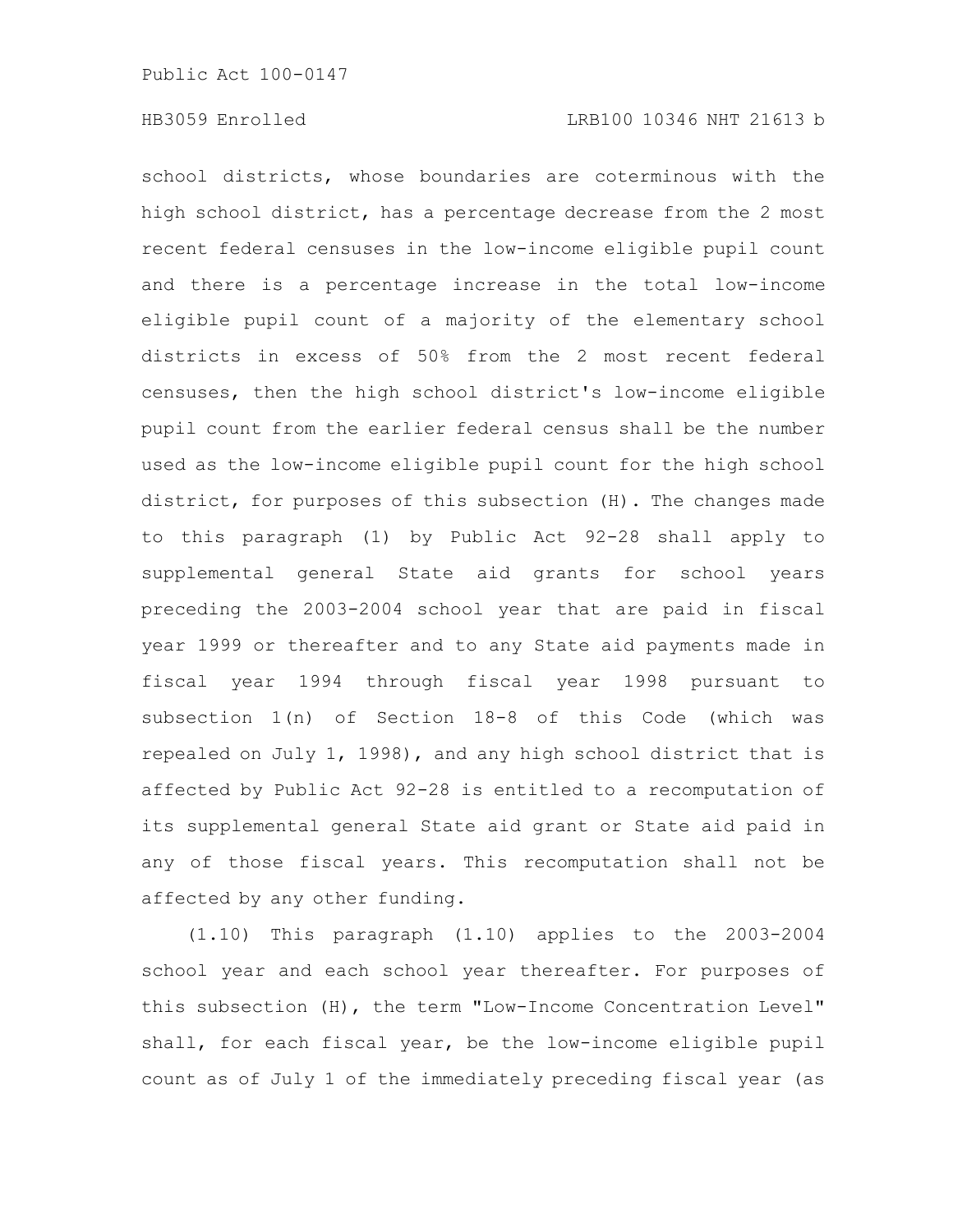school districts, whose boundaries are coterminous with the high school district, has a percentage decrease from the 2 most recent federal censuses in the low-income eligible pupil count and there is a percentage increase in the total low-income eligible pupil count of a majority of the elementary school districts in excess of 50% from the 2 most recent federal censuses, then the high school district's low-income eligible pupil count from the earlier federal census shall be the number used as the low-income eligible pupil count for the high school district, for purposes of this subsection (H). The changes made to this paragraph (1) by Public Act 92-28 shall apply to supplemental general State aid grants for school years preceding the 2003-2004 school year that are paid in fiscal year 1999 or thereafter and to any State aid payments made in fiscal year 1994 through fiscal year 1998 pursuant to subsection 1(n) of Section 18-8 of this Code (which was repealed on July 1, 1998), and any high school district that is affected by Public Act 92-28 is entitled to a recomputation of its supplemental general State aid grant or State aid paid in any of those fiscal years. This recomputation shall not be affected by any other funding.

(1.10) This paragraph (1.10) applies to the 2003-2004 school year and each school year thereafter. For purposes of this subsection (H), the term "Low-Income Concentration Level" shall, for each fiscal year, be the low-income eligible pupil count as of July 1 of the immediately preceding fiscal year (as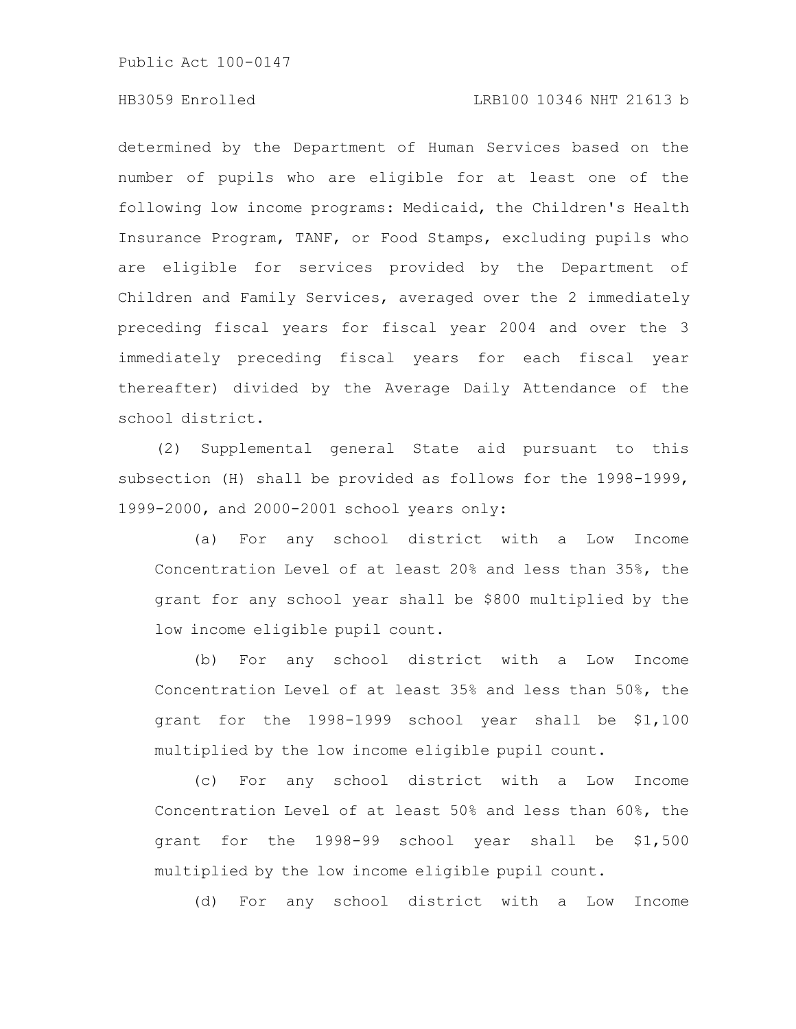determined by the Department of Human Services based on the number of pupils who are eligible for at least one of the following low income programs: Medicaid, the Children's Health Insurance Program, TANF, or Food Stamps, excluding pupils who are eligible for services provided by the Department of Children and Family Services, averaged over the 2 immediately preceding fiscal years for fiscal year 2004 and over the 3 immediately preceding fiscal years for each fiscal year thereafter) divided by the Average Daily Attendance of the school district.

(2) Supplemental general State aid pursuant to this subsection (H) shall be provided as follows for the 1998-1999, 1999-2000, and 2000-2001 school years only:

(a) For any school district with a Low Income Concentration Level of at least 20% and less than 35%, the grant for any school year shall be $800 multiplied by the low income eligible pupil count.

(b) For any school district with a Low Income Concentration Level of at least 35% and less than 50%, the grant for the 1998-1999 school year shall be $1,100 multiplied by the low income eligible pupil count.

(c) For any school district with a Low Income Concentration Level of at least 50% and less than 60%, the grant for the 1998-99 school year shall be $1,500 multiplied by the low income eligible pupil count.

(d) For any school district with a Low Income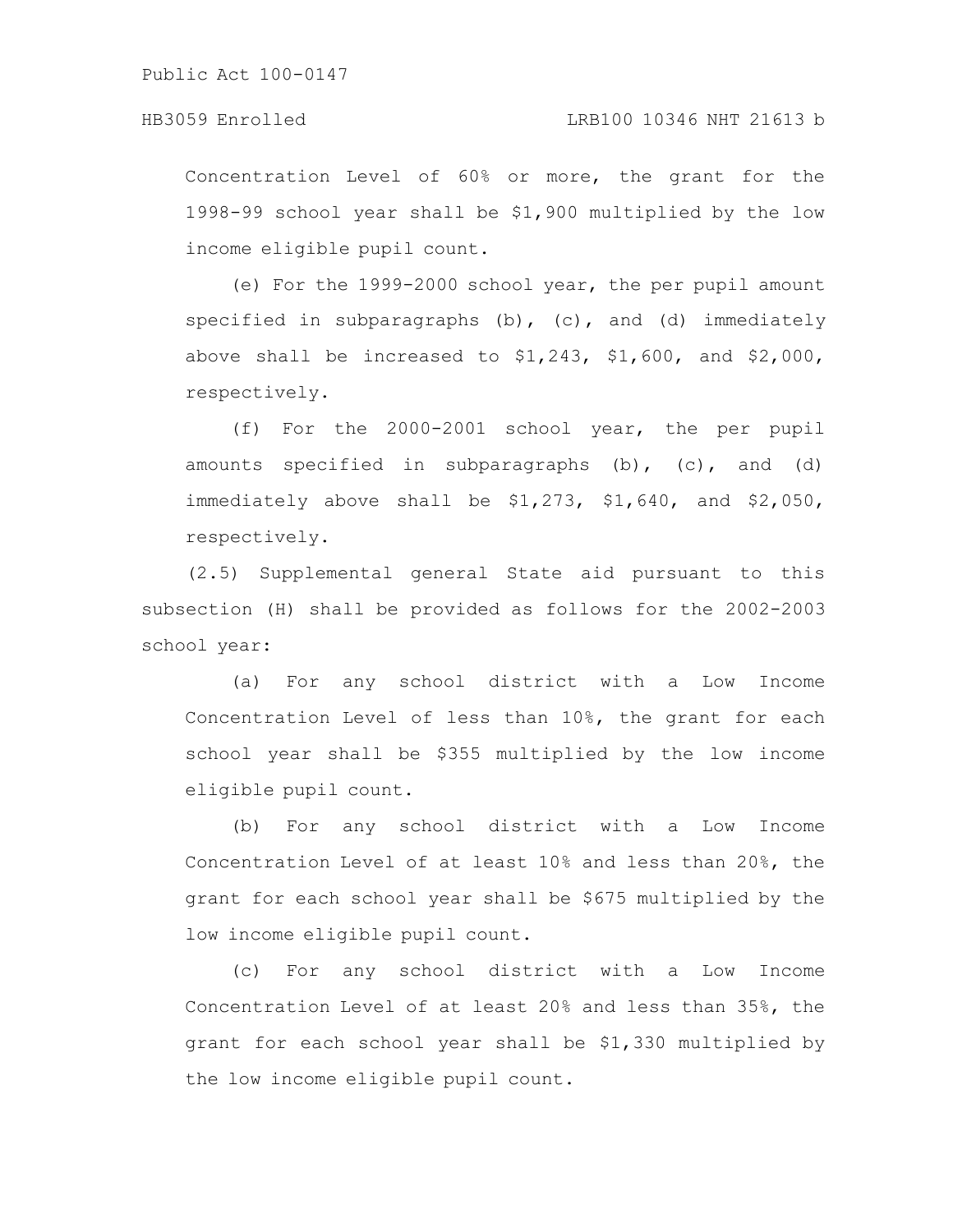Concentration Level of 60% or more, the grant for the 1998-99 school year shall be $1,900 multiplied by the low income eligible pupil count.

(e) For the 1999-2000 school year, the per pupil amount specified in subparagraphs (b), (c), and (d) immediately above shall be increased to $1,243, $1,600, and $2,000, respectively.

(f) For the 2000-2001 school year, the per pupil amounts specified in subparagraphs (b), (c), and (d) immediately above shall be $1,273, $1,640, and $2,050, respectively.

(2.5) Supplemental general State aid pursuant to this subsection (H) shall be provided as follows for the 2002-2003 school year:

(a) For any school district with a Low Income Concentration Level of less than 10%, the grant for each school year shall be $355 multiplied by the low income eligible pupil count.

(b) For any school district with a Low Income Concentration Level of at least 10% and less than 20%, the grant for each school year shall be $675 multiplied by the low income eligible pupil count.

(c) For any school district with a Low Income Concentration Level of at least 20% and less than 35%, the grant for each school year shall be $1,330 multiplied by the low income eligible pupil count.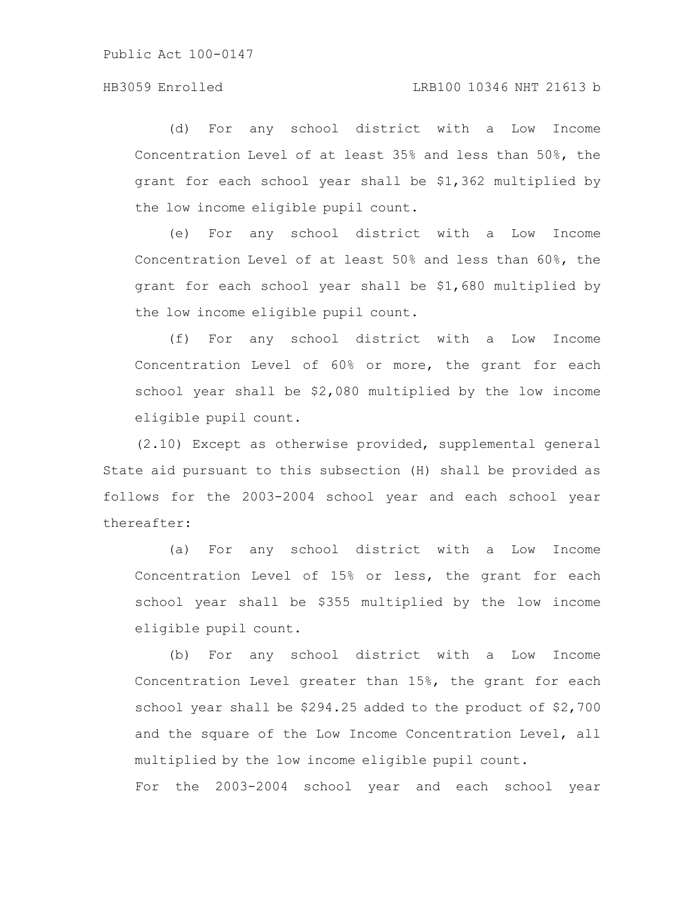(d) For any school district with a Low Income Concentration Level of at least 35% and less than 50%, the grant for each school year shall be $1,362 multiplied by the low income eligible pupil count.

(e) For any school district with a Low Income Concentration Level of at least 50% and less than 60%, the grant for each school year shall be $1,680 multiplied by the low income eligible pupil count.

(f) For any school district with a Low Income Concentration Level of 60% or more, the grant for each school year shall be $2,080 multiplied by the low income eligible pupil count.

(2.10) Except as otherwise provided, supplemental general State aid pursuant to this subsection (H) shall be provided as follows for the 2003-2004 school year and each school year thereafter:

(a) For any school district with a Low Income Concentration Level of 15% or less, the grant for each school year shall be $355 multiplied by the low income eligible pupil count.

(b) For any school district with a Low Income Concentration Level greater than 15%, the grant for each school year shall be $294.25 added to the product of $2,700 and the square of the Low Income Concentration Level, all multiplied by the low income eligible pupil count.

For the 2003-2004 school year and each school year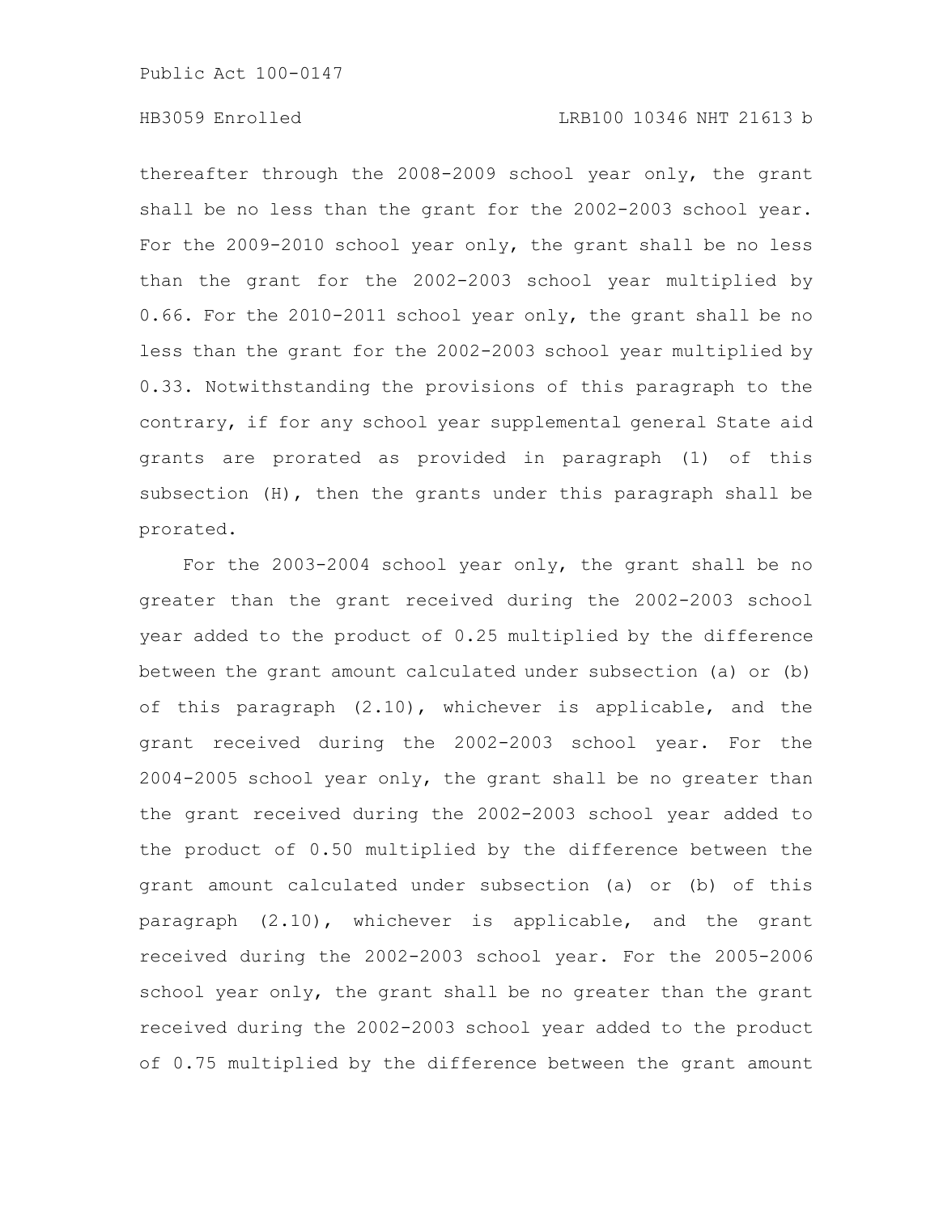thereafter through the 2008-2009 school year only, the grant shall be no less than the grant for the 2002-2003 school year. For the 2009-2010 school year only, the grant shall be no less than the grant for the 2002-2003 school year multiplied by 0.66. For the 2010-2011 school year only, the grant shall be no less than the grant for the 2002-2003 school year multiplied by 0.33. Notwithstanding the provisions of this paragraph to the contrary, if for any school year supplemental general State aid grants are prorated as provided in paragraph (1) of this subsection (H), then the grants under this paragraph shall be prorated.

For the 2003-2004 school year only, the grant shall be no greater than the grant received during the 2002-2003 school year added to the product of 0.25 multiplied by the difference between the grant amount calculated under subsection (a) or (b) of this paragraph (2.10), whichever is applicable, and the grant received during the 2002-2003 school year. For the 2004-2005 school year only, the grant shall be no greater than the grant received during the 2002-2003 school year added to the product of 0.50 multiplied by the difference between the grant amount calculated under subsection (a) or (b) of this paragraph (2.10), whichever is applicable, and the grant received during the 2002-2003 school year. For the 2005-2006 school year only, the grant shall be no greater than the grant received during the 2002-2003 school year added to the product of 0.75 multiplied by the difference between the grant amount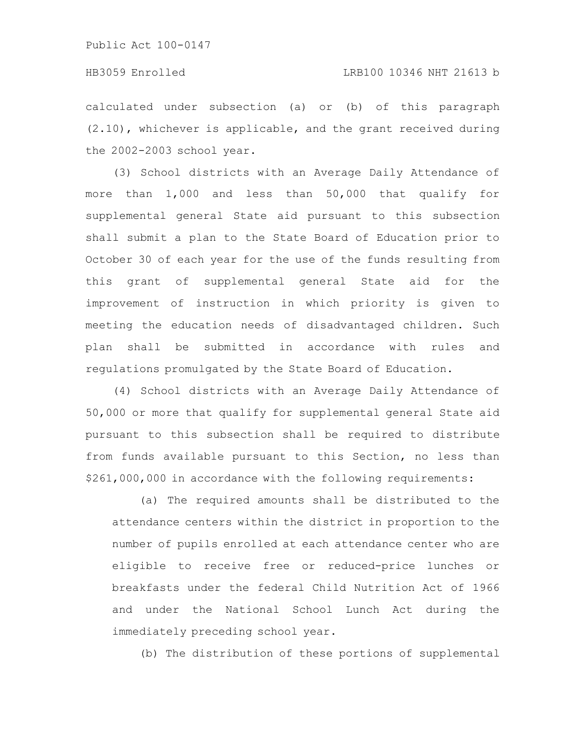calculated under subsection (a) or (b) of this paragraph (2.10), whichever is applicable, and the grant received during the 2002-2003 school year.

(3) School districts with an Average Daily Attendance of more than 1,000 and less than 50,000 that qualify for supplemental general State aid pursuant to this subsection shall submit a plan to the State Board of Education prior to October 30 of each year for the use of the funds resulting from this grant of supplemental general State aid for the improvement of instruction in which priority is given to meeting the education needs of disadvantaged children. Such plan shall be submitted in accordance with rules and regulations promulgated by the State Board of Education.

(4) School districts with an Average Daily Attendance of 50,000 or more that qualify for supplemental general State aid pursuant to this subsection shall be required to distribute from funds available pursuant to this Section, no less than $261,000,000 in accordance with the following requirements:

(a) The required amounts shall be distributed to the attendance centers within the district in proportion to the number of pupils enrolled at each attendance center who are eligible to receive free or reduced-price lunches or breakfasts under the federal Child Nutrition Act of 1966 and under the National School Lunch Act during the immediately preceding school year.

(b) The distribution of these portions of supplemental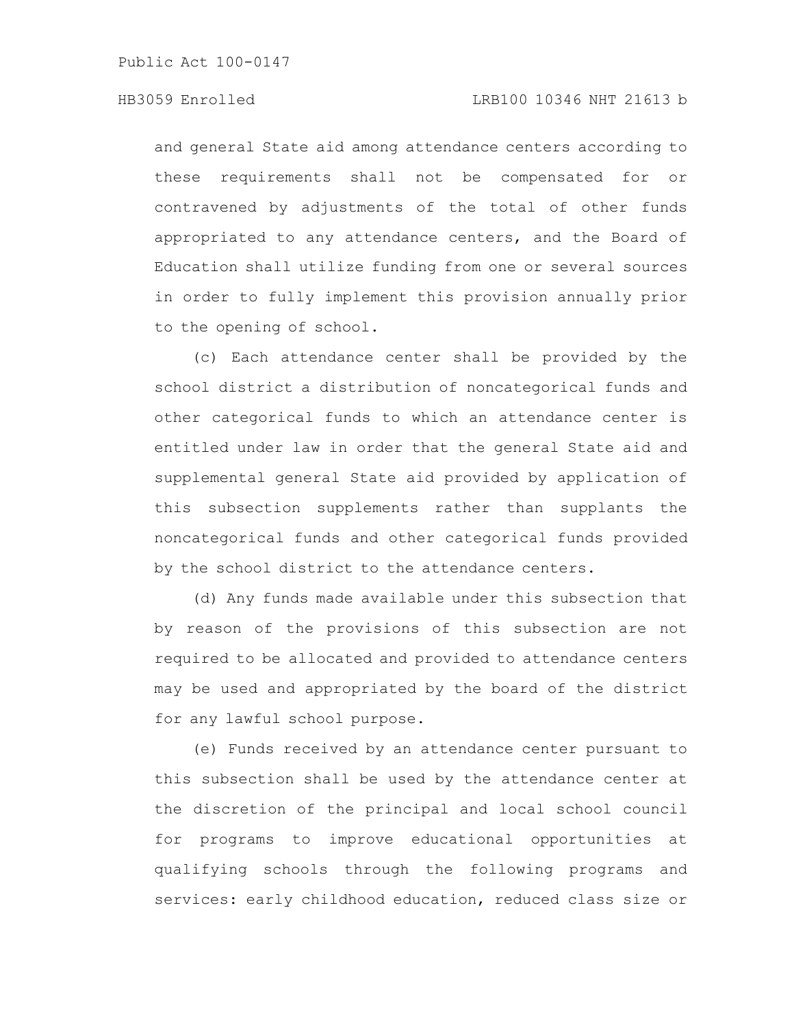and general State aid among attendance centers according to these requirements shall not be compensated for or contravened by adjustments of the total of other funds appropriated to any attendance centers, and the Board of Education shall utilize funding from one or several sources in order to fully implement this provision annually prior to the opening of school.

(c) Each attendance center shall be provided by the school district a distribution of noncategorical funds and other categorical funds to which an attendance center is entitled under law in order that the general State aid and supplemental general State aid provided by application of this subsection supplements rather than supplants the noncategorical funds and other categorical funds provided by the school district to the attendance centers.

(d) Any funds made available under this subsection that by reason of the provisions of this subsection are not required to be allocated and provided to attendance centers may be used and appropriated by the board of the district for any lawful school purpose.

(e) Funds received by an attendance center pursuant to this subsection shall be used by the attendance center at the discretion of the principal and local school council for programs to improve educational opportunities at qualifying schools through the following programs and services: early childhood education, reduced class size or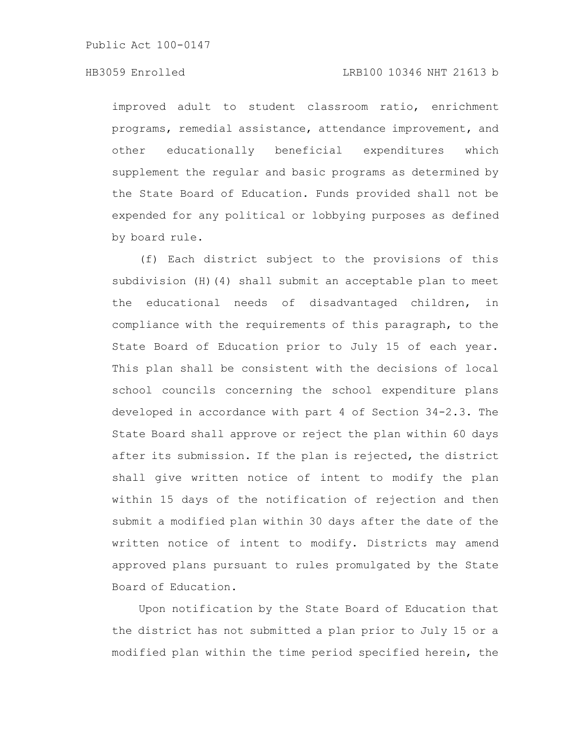improved adult to student classroom ratio, enrichment programs, remedial assistance, attendance improvement, and other educationally beneficial expenditures which supplement the regular and basic programs as determined by the State Board of Education. Funds provided shall not be expended for any political or lobbying purposes as defined by board rule.

(f) Each district subject to the provisions of this subdivision (H)(4) shall submit an acceptable plan to meet the educational needs of disadvantaged children, in compliance with the requirements of this paragraph, to the State Board of Education prior to July 15 of each year. This plan shall be consistent with the decisions of local school councils concerning the school expenditure plans developed in accordance with part 4 of Section 34-2.3. The State Board shall approve or reject the plan within 60 days after its submission. If the plan is rejected, the district shall give written notice of intent to modify the plan within 15 days of the notification of rejection and then submit a modified plan within 30 days after the date of the written notice of intent to modify. Districts may amend approved plans pursuant to rules promulgated by the State Board of Education.

Upon notification by the State Board of Education that the district has not submitted a plan prior to July 15 or a modified plan within the time period specified herein, the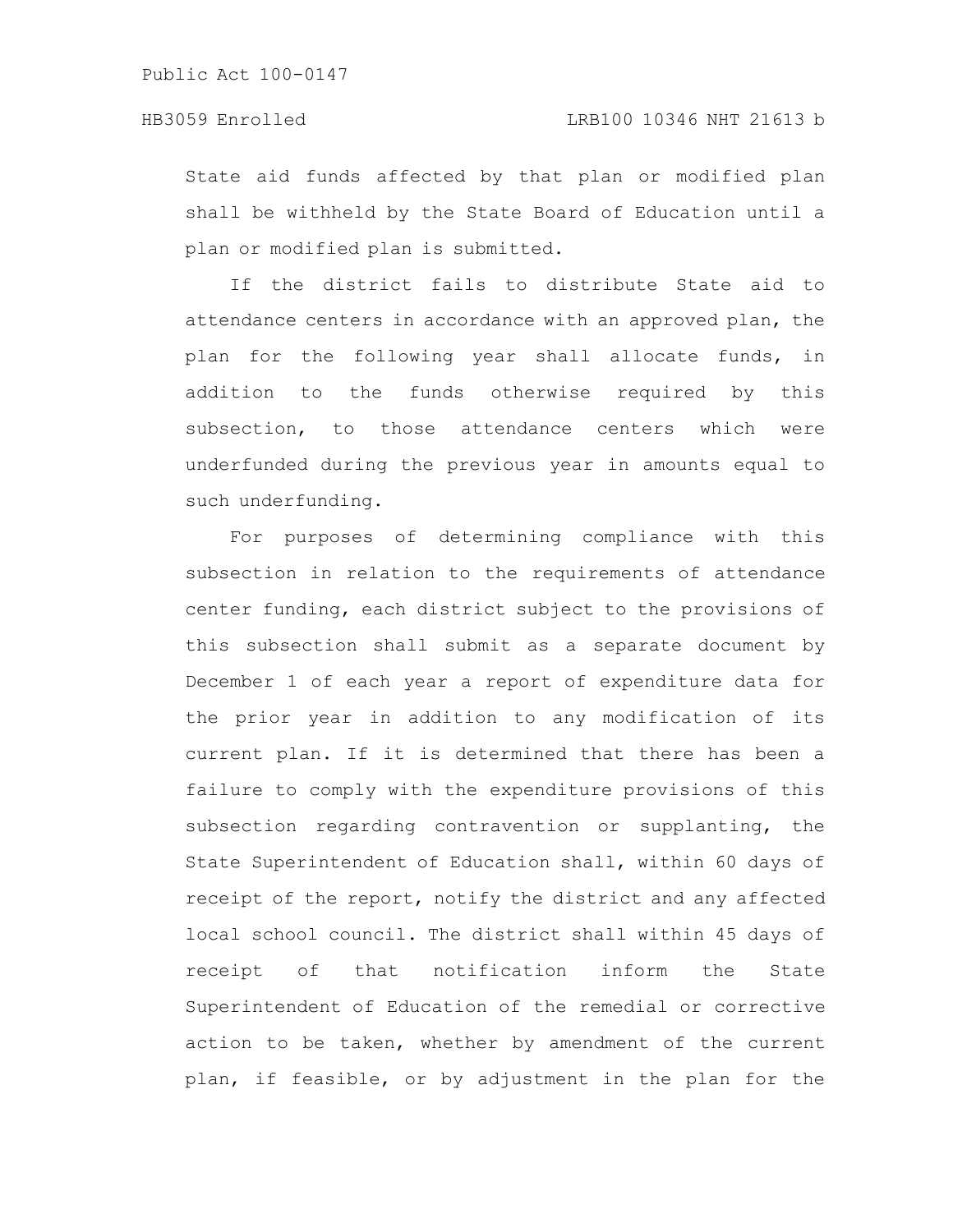State aid funds affected by that plan or modified plan shall be withheld by the State Board of Education until a plan or modified plan is submitted.

If the district fails to distribute State aid to attendance centers in accordance with an approved plan, the plan for the following year shall allocate funds, in addition to the funds otherwise required by this subsection, to those attendance centers which were underfunded during the previous year in amounts equal to such underfunding.

For purposes of determining compliance with this subsection in relation to the requirements of attendance center funding, each district subject to the provisions of this subsection shall submit as a separate document by December 1 of each year a report of expenditure data for the prior year in addition to any modification of its current plan. If it is determined that there has been a failure to comply with the expenditure provisions of this subsection regarding contravention or supplanting, the State Superintendent of Education shall, within 60 days of receipt of the report, notify the district and any affected local school council. The district shall within 45 days of receipt of that notification inform the State Superintendent of Education of the remedial or corrective action to be taken, whether by amendment of the current plan, if feasible, or by adjustment in the plan for the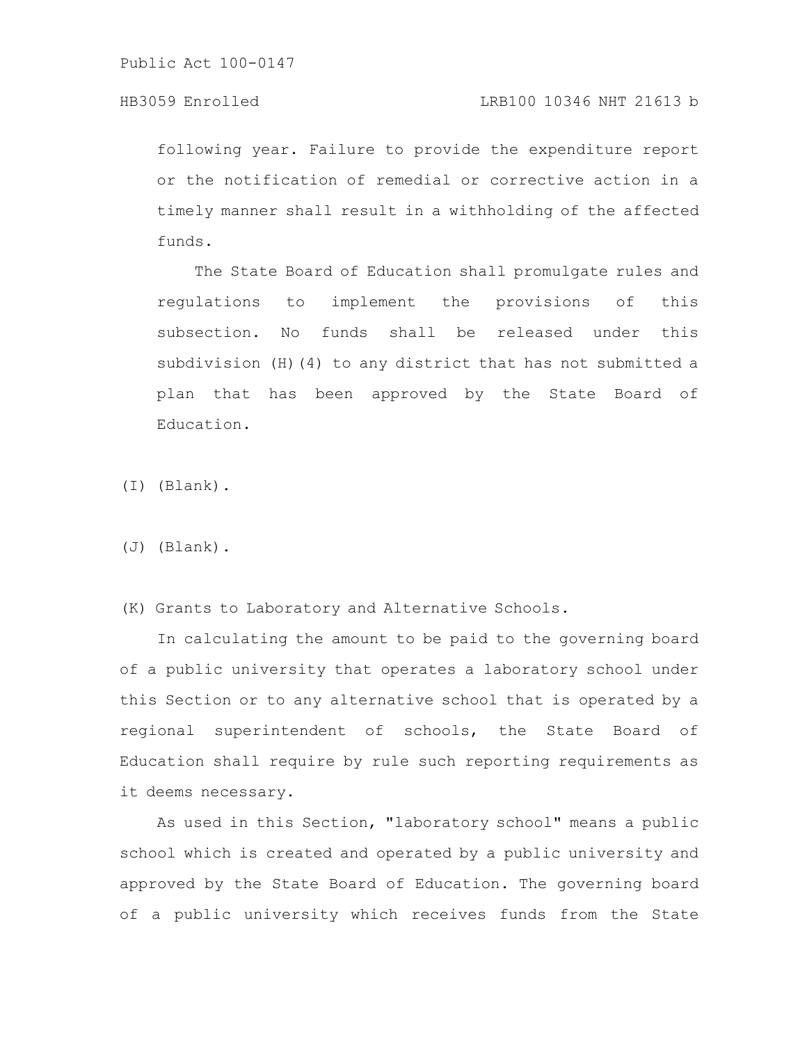following year. Failure to provide the expenditure report or the notification of remedial or corrective action in a timely manner shall result in a withholding of the affected funds.

The State Board of Education shall promulgate rules and regulations to implement the provisions of this subsection. No funds shall be released under this subdivision (H)(4) to any district that has not submitted a plan that has been approved by the State Board of Education.

(I) (Blank).

(J) (Blank).

(K) Grants to Laboratory and Alternative Schools.

In calculating the amount to be paid to the governing board of a public university that operates a laboratory school under this Section or to any alternative school that is operated by a regional superintendent of schools, the State Board of Education shall require by rule such reporting requirements as it deems necessary.

As used in this Section, "laboratory school" means a public school which is created and operated by a public university and approved by the State Board of Education. The governing board of a public university which receives funds from the State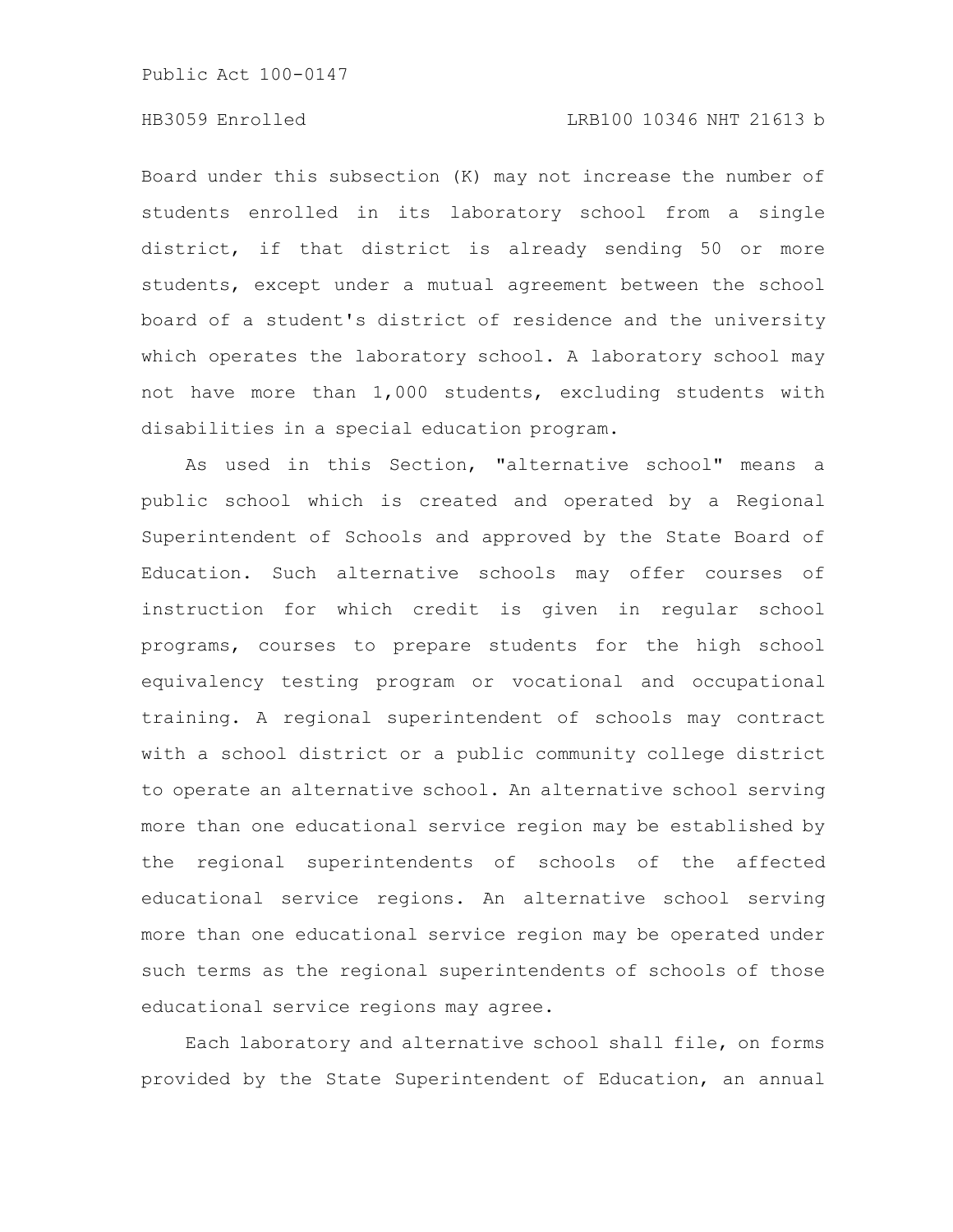Board under this subsection (K) may not increase the number of students enrolled in its laboratory school from a single district, if that district is already sending 50 or more students, except under a mutual agreement between the school board of a student's district of residence and the university which operates the laboratory school. A laboratory school may not have more than 1,000 students, excluding students with disabilities in a special education program.

As used in this Section, "alternative school" means a public school which is created and operated by a Regional Superintendent of Schools and approved by the State Board of Education. Such alternative schools may offer courses of instruction for which credit is given in regular school programs, courses to prepare students for the high school equivalency testing program or vocational and occupational training. A regional superintendent of schools may contract with a school district or a public community college district to operate an alternative school. An alternative school serving more than one educational service region may be established by the regional superintendents of schools of the affected educational service regions. An alternative school serving more than one educational service region may be operated under such terms as the regional superintendents of schools of those educational service regions may agree.

Each laboratory and alternative school shall file, on forms provided by the State Superintendent of Education, an annual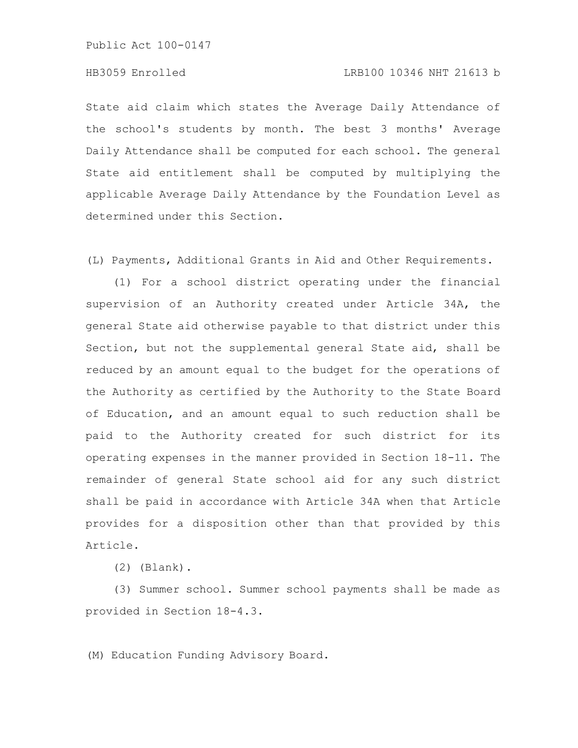State aid claim which states the Average Daily Attendance of the school's students by month. The best 3 months' Average Daily Attendance shall be computed for each school. The general State aid entitlement shall be computed by multiplying the applicable Average Daily Attendance by the Foundation Level as determined under this Section.

(L) Payments, Additional Grants in Aid and Other Requirements.

(1) For a school district operating under the financial supervision of an Authority created under Article 34A, the general State aid otherwise payable to that district under this Section, but not the supplemental general State aid, shall be reduced by an amount equal to the budget for the operations of the Authority as certified by the Authority to the State Board of Education, and an amount equal to such reduction shall be paid to the Authority created for such district for its operating expenses in the manner provided in Section 18-11. The remainder of general State school aid for any such district shall be paid in accordance with Article 34A when that Article provides for a disposition other than that provided by this Article.

(2) (Blank).

(3) Summer school. Summer school payments shall be made as provided in Section 18-4.3.

(M) Education Funding Advisory Board.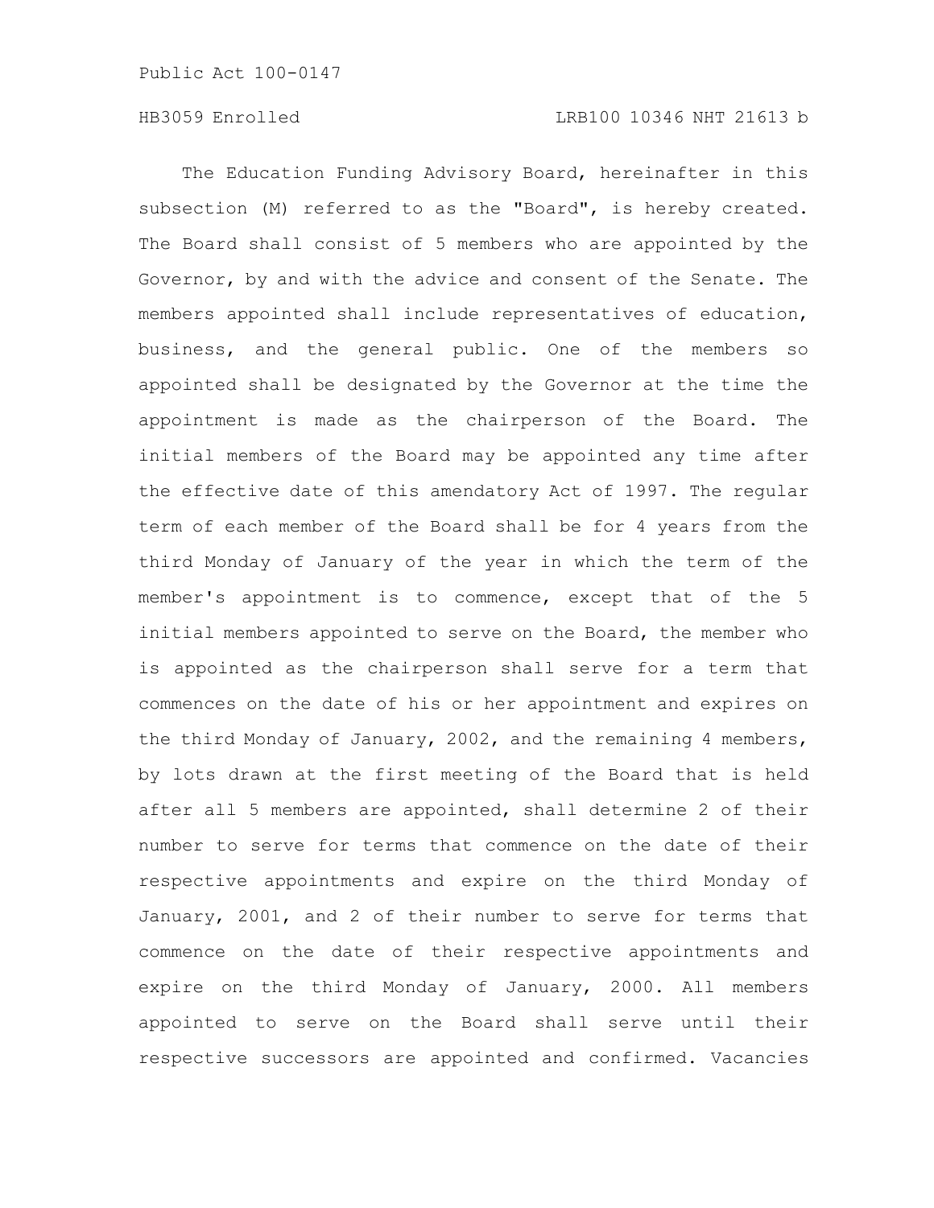The Education Funding Advisory Board, hereinafter in this subsection (M) referred to as the "Board", is hereby created. The Board shall consist of 5 members who are appointed by the Governor, by and with the advice and consent of the Senate. The members appointed shall include representatives of education, business, and the general public. One of the members so appointed shall be designated by the Governor at the time the appointment is made as the chairperson of the Board. The initial members of the Board may be appointed any time after the effective date of this amendatory Act of 1997. The regular term of each member of the Board shall be for 4 years from the third Monday of January of the year in which the term of the member's appointment is to commence, except that of the 5 initial members appointed to serve on the Board, the member who is appointed as the chairperson shall serve for a term that commences on the date of his or her appointment and expires on the third Monday of January, 2002, and the remaining 4 members, by lots drawn at the first meeting of the Board that is held after all 5 members are appointed, shall determine 2 of their number to serve for terms that commence on the date of their respective appointments and expire on the third Monday of January, 2001, and 2 of their number to serve for terms that commence on the date of their respective appointments and expire on the third Monday of January, 2000. All members appointed to serve on the Board shall serve until their respective successors are appointed and confirmed. Vacancies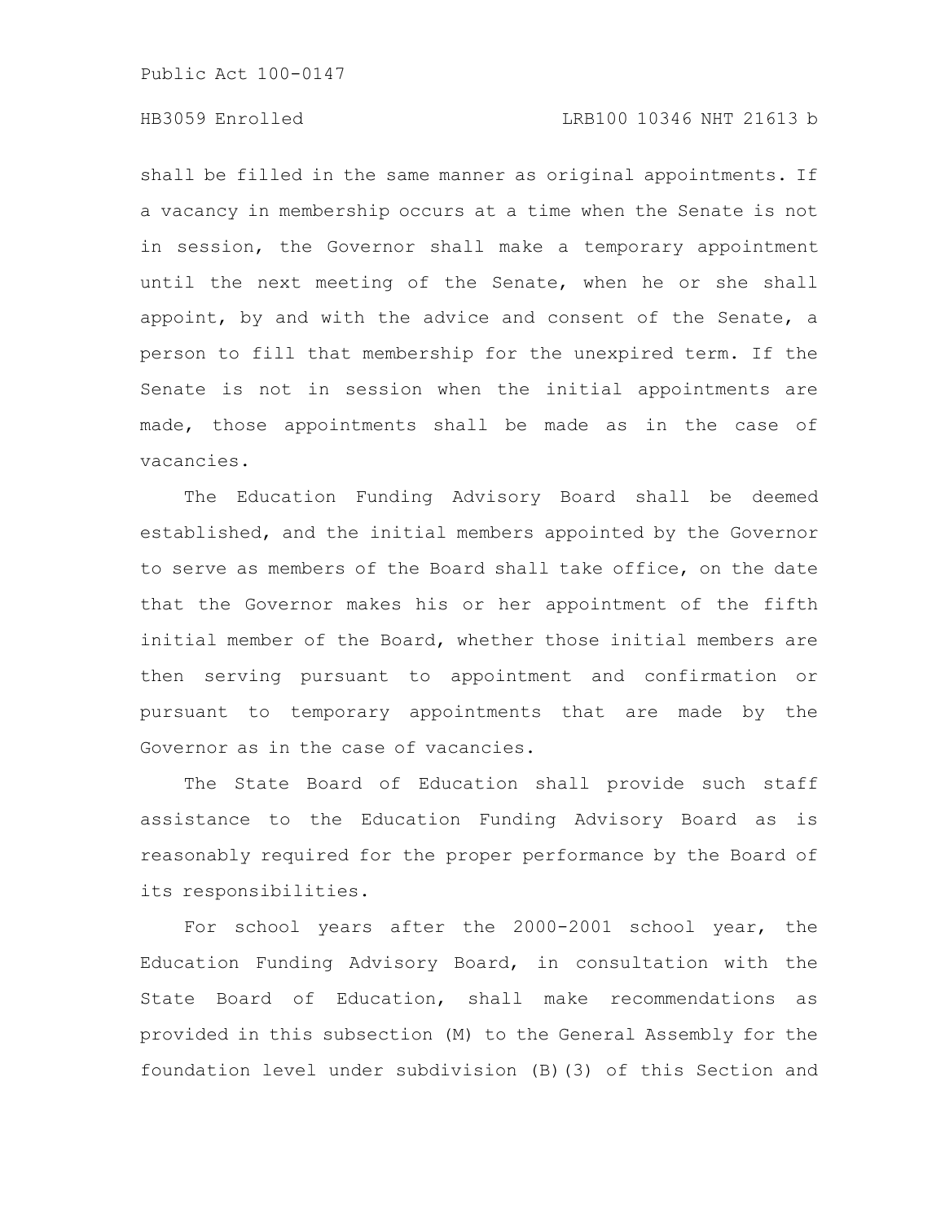shall be filled in the same manner as original appointments. If a vacancy in membership occurs at a time when the Senate is not in session, the Governor shall make a temporary appointment until the next meeting of the Senate, when he or she shall appoint, by and with the advice and consent of the Senate, a person to fill that membership for the unexpired term. If the Senate is not in session when the initial appointments are made, those appointments shall be made as in the case of vacancies.

The Education Funding Advisory Board shall be deemed established, and the initial members appointed by the Governor to serve as members of the Board shall take office, on the date that the Governor makes his or her appointment of the fifth initial member of the Board, whether those initial members are then serving pursuant to appointment and confirmation or pursuant to temporary appointments that are made by the Governor as in the case of vacancies.

The State Board of Education shall provide such staff assistance to the Education Funding Advisory Board as is reasonably required for the proper performance by the Board of its responsibilities.

For school years after the 2000-2001 school year, the Education Funding Advisory Board, in consultation with the State Board of Education, shall make recommendations as provided in this subsection (M) to the General Assembly for the foundation level under subdivision (B)(3) of this Section and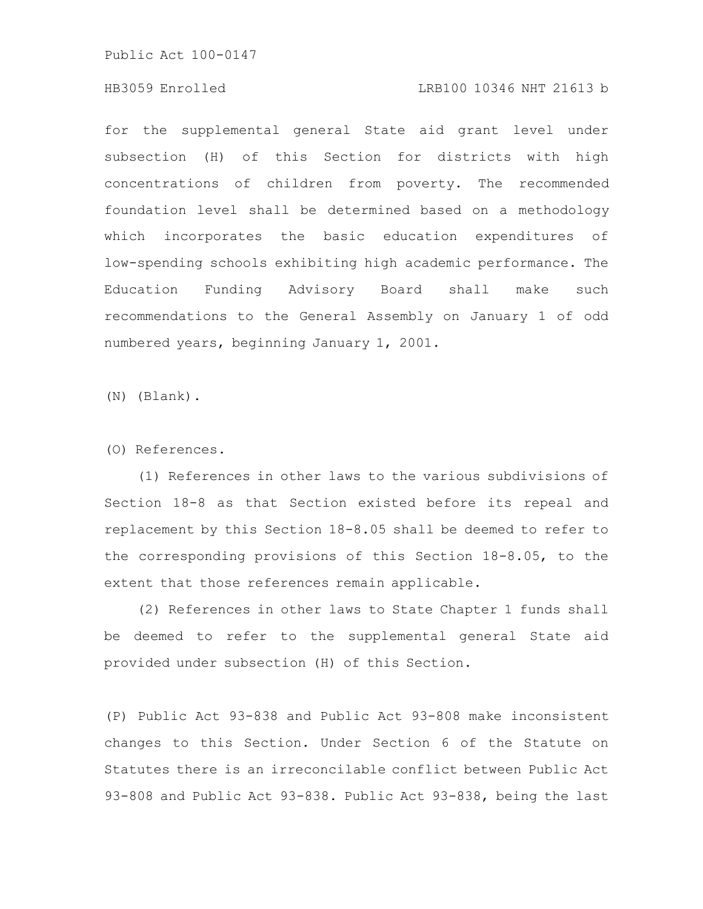for the supplemental general State aid grant level under subsection (H) of this Section for districts with high concentrations of children from poverty. The recommended foundation level shall be determined based on a methodology which incorporates the basic education expenditures of low-spending schools exhibiting high academic performance. The Education Funding Advisory Board shall make such recommendations to the General Assembly on January 1 of odd numbered years, beginning January 1, 2001.

(N) (Blank).

(O) References.

(1) References in other laws to the various subdivisions of Section 18-8 as that Section existed before its repeal and replacement by this Section 18-8.05 shall be deemed to refer to the corresponding provisions of this Section 18-8.05, to the extent that those references remain applicable.

(2) References in other laws to State Chapter 1 funds shall be deemed to refer to the supplemental general State aid provided under subsection (H) of this Section.

(P) Public Act 93-838 and Public Act 93-808 make inconsistent changes to this Section. Under Section 6 of the Statute on Statutes there is an irreconcilable conflict between Public Act 93-808 and Public Act 93-838. Public Act 93-838, being the last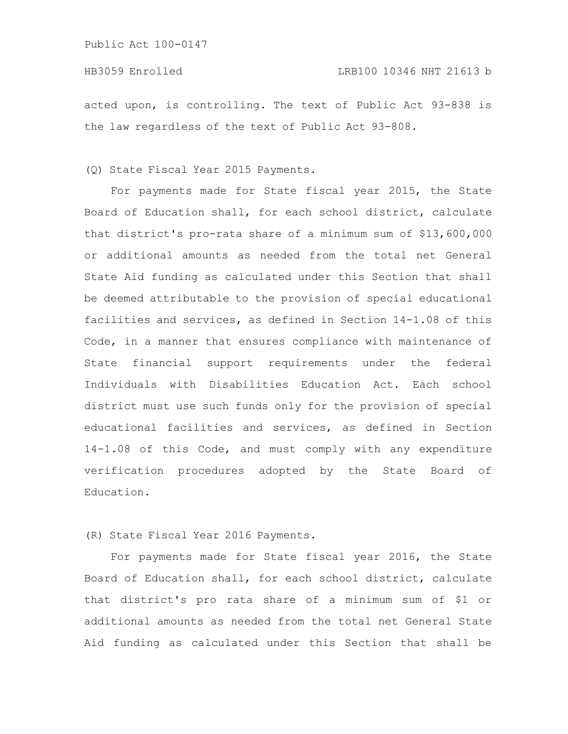acted upon, is controlling. The text of Public Act 93-838 is the law regardless of the text of Public Act 93-808.

(Q) State Fiscal Year 2015 Payments.

For payments made for State fiscal year 2015, the State Board of Education shall, for each school district, calculate that district's pro-rata share of a minimum sum of $13,600,000 or additional amounts as needed from the total net General State Aid funding as calculated under this Section that shall be deemed attributable to the provision of special educational facilities and services, as defined in Section 14-1.08 of this Code, in a manner that ensures compliance with maintenance of State financial support requirements under the federal Individuals with Disabilities Education Act. Each school district must use such funds only for the provision of special educational facilities and services, as defined in Section 14-1.08 of this Code, and must comply with any expenditure verification procedures adopted by the State Board of Education.

(R) State Fiscal Year 2016 Payments.

For payments made for State fiscal year 2016, the State Board of Education shall, for each school district, calculate that district's pro rata share of a minimum sum of $1 or additional amounts as needed from the total net General State Aid funding as calculated under this Section that shall be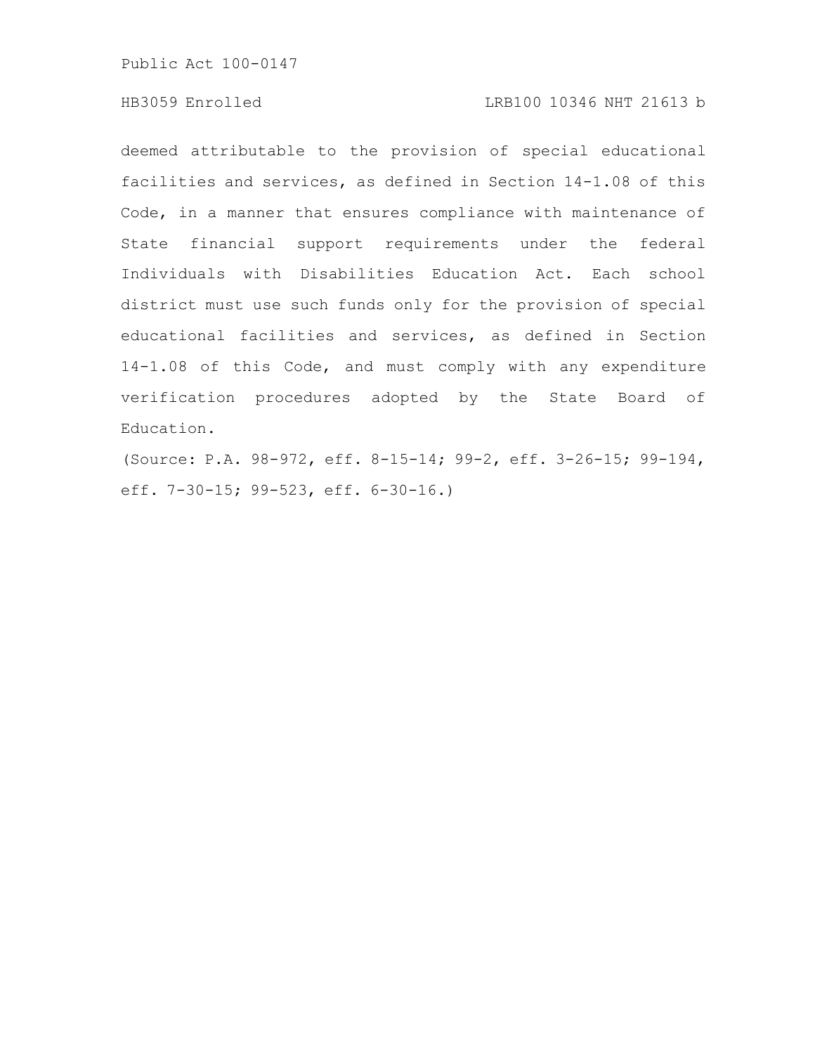deemed attributable to the provision of special educational facilities and services, as defined in Section 14-1.08 of this Code, in a manner that ensures compliance with maintenance of State financial support requirements under the federal Individuals with Disabilities Education Act. Each school district must use such funds only for the provision of special educational facilities and services, as defined in Section 14-1.08 of this Code, and must comply with any expenditure verification procedures adopted by the State Board of Education.

(Source: P.A. 98-972, eff. 8-15-14; 99-2, eff. 3-26-15; 99-194, eff. 7-30-15; 99-523, eff. 6-30-16.)